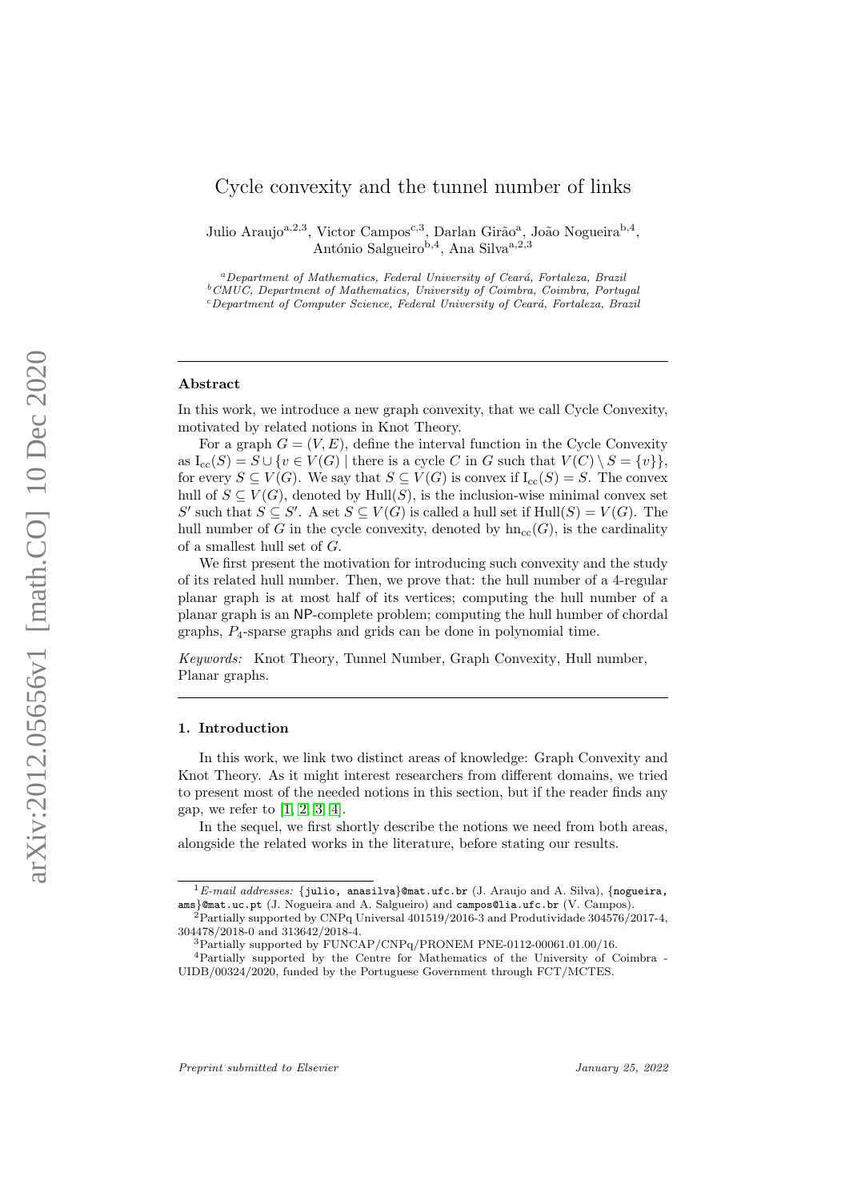# Cycle convexity and the tunnel number of links

Julio Araujo[a,2,3], Victor Campos[c,3], Darlan Girão[a], João Nogueira[b,4], António Salgueiro[b,4], Ana Silva[a,2,3]

[a]*Department of Mathematics, Federal University of Ceará, Fortaleza, Brazil*
[b]*CMUC, Department of Mathematics, University of Coimbra, Coimbra, Portugal*
[c]*Department of Computer Science, Federal University of Ceará, Fortaleza, Brazil*

---

## Abstract

In this work, we introduce a new graph convexity, that we call Cycle Convexity, motivated by related notions in Knot Theory.

For a graph $G = (V, E)$, define the interval function in the Cycle Convexity as $\mathrm{I}_{cc}(S) = S \cup \{v \in V(G) \mid \text{there is a cycle } C \text{ in } G \text{ such that } V(C) \setminus S = \{v\}\}$, for every $S \subseteq V(G)$. We say that $S \subseteq V(G)$ is convex if $\mathrm{I}_{cc}(S) = S$. The convex hull of $S \subseteq V(G)$, denoted by $\mathrm{Hull}(S)$, is the inclusion-wise minimal convex set $S'$ such that $S \subseteq S'$. A set $S \subseteq V(G)$ is called a hull set if $\mathrm{Hull}(S) = V(G)$. The hull number of $G$ in the cycle convexity, denoted by $\mathrm{hn}_{cc}(G)$, is the cardinality of a smallest hull set of $G$.

We first present the motivation for introducing such convexity and the study of its related hull number. Then, we prove that: the hull number of a 4-regular planar graph is at most half of its vertices; computing the hull number of a planar graph is an NP-complete problem; computing the hull humber of chordal graphs, $P_4$-sparse graphs and grids can be done in polynomial time.

*Keywords:* Knot Theory, Tunnel Number, Graph Convexity, Hull number, Planar graphs.

---

## 1. Introduction

In this work, we link two distinct areas of knowledge: Graph Convexity and Knot Theory. As it might interest researchers from different domains, we tried to present most of the needed notions in this section, but if the reader finds any gap, we refer to [1, 2, 3, 4].

In the sequel, we first shortly describe the notions we need from both areas, alongside the related works in the literature, before stating our results.

---

[1] *E-mail addresses:* {julio, anasilva}@mat.ufc.br (J. Araujo and A. Silva), {nogueira, ams}@mat.uc.pt (J. Nogueira and A. Salgueiro) and campos@lia.ufc.br (V. Campos).

[2] Partially supported by CNPq Universal 401519/2016-3 and Produtividade 304576/2017-4, 304478/2018-0 and 313642/2018-4.

[3] Partially supported by FUNCAP/CNPq/PRONEM PNE-0112-00061.01.00/16.

[4] Partially supported by the Centre for Mathematics of the University of Coimbra - UIDB/00324/2020, funded by the Portuguese Government through FCT/MCTES.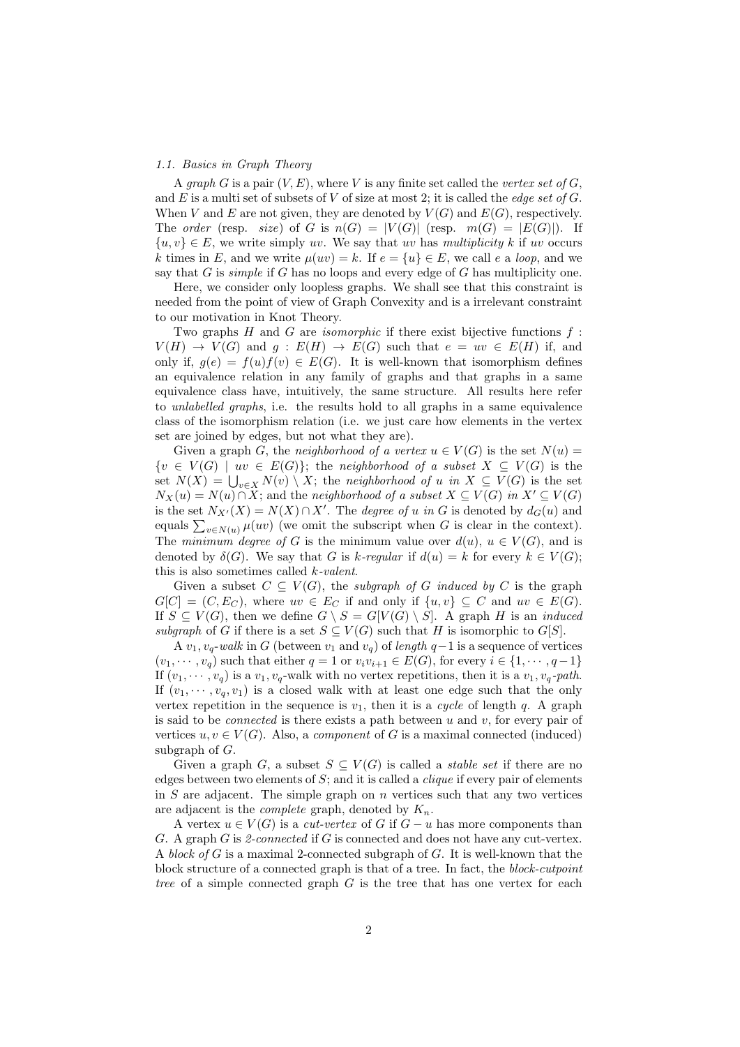### 1.1. Basics in Graph Theory

A *graph* $G$ is a pair $(V, E)$, where $V$ is any finite set called the *vertex set of* $G$, and $E$ is a multi set of subsets of $V$ of size at most 2; it is called the *edge set of* $G$. When $V$ and $E$ are not given, they are denoted by $V(G)$ and $E(G)$, respectively. The *order* (resp. *size*) of $G$ is $n(G) = |V(G)|$ (resp. $m(G) = |E(G)|$). If $\{u, v\} \in E$, we write simply $uv$. We say that $uv$ has *multiplicity* $k$ if $uv$ occurs $k$ times in $E$, and we write $\mu(uv) = k$. If $e = \{u\} \in E$, we call $e$ a *loop*, and we say that $G$ is *simple* if $G$ has no loops and every edge of $G$ has multiplicity one.

Here, we consider only loopless graphs. We shall see that this constraint is needed from the point of view of Graph Convexity and is a irrelevant constraint to our motivation in Knot Theory.

Two graphs $H$ and $G$ are *isomorphic* if there exist bijective functions $f : V(H) \rightarrow V(G)$ and $g : E(H) \rightarrow E(G)$ such that $e = uv \in E(H)$ if, and only if, $g(e) = f(u)f(v) \in E(G)$. It is well-known that isomorphism defines an equivalence relation in any family of graphs and that graphs in a same equivalence class have, intuitively, the same structure. All results here refer to *unlabelled graphs*, i.e. the results hold to all graphs in a same equivalence class of the isomorphism relation (i.e. we just care how elements in the vertex set are joined by edges, but not what they are).

Given a graph $G$, the *neighborhood of a vertex* $u \in V(G)$ is the set $N(u) = \{v \in V(G) \mid uv \in E(G)\}$; the *neighborhood of a subset* $X \subseteq V(G)$ is the set $N(X) = \bigcup_{v \in X} N(v) \setminus X$; the *neighborhood of* $u$ *in* $X \subseteq V(G)$ is the set $N_X(u) = N(u) \cap X$; and the *neighborhood of a subset* $X \subseteq V(G)$ *in* $X' \subseteq V(G)$ is the set $N_{X'}(X) = N(X) \cap X'$. The *degree of* $u$ *in* $G$ is denoted by $d_G(u)$ and equals $\sum_{v \in N(u)} \mu(uv)$ (we omit the subscript when $G$ is clear in the context). The *minimum degree of* $G$ is the minimum value over $d(u)$, $u \in V(G)$, and is denoted by $\delta(G)$. We say that $G$ is $k$-*regular* if $d(u) = k$ for every $k \in V(G)$; this is also sometimes called $k$-*valent*.

Given a subset $C \subseteq V(G)$, the *subgraph of* $G$ *induced by* $C$ is the graph $G[C] = (C, E_C)$, where $uv \in E_C$ if and only if $\{u, v\} \subseteq C$ and $uv \in E(G)$. If $S \subseteq V(G)$, then we define $G \setminus S = G[V(G) \setminus S]$. A graph $H$ is an *induced subgraph* of $G$ if there is a set $S \subseteq V(G)$ such that $H$ is isomorphic to $G[S]$.

A $v_1, v_q$-*walk* in $G$ (between $v_1$ and $v_q$) of *length* $q-1$ is a sequence of vertices $(v_1, \cdots, v_q)$ such that either $q = 1$ or $v_iv_{i+1} \in E(G)$, for every $i \in \{1, \cdots, q-1\}$ If $(v_1, \cdots, v_q)$ is a $v_1, v_q$-walk with no vertex repetitions, then it is a $v_1, v_q$-*path*. If $(v_1, \cdots, v_q, v_1)$ is a closed walk with at least one edge such that the only vertex repetition in the sequence is $v_1$, then it is a *cycle* of length $q$. A graph is said to be *connected* is there exists a path between $u$ and $v$, for every pair of vertices $u, v \in V(G)$. Also, a *component* of $G$ is a maximal connected (induced) subgraph of $G$.

Given a graph $G$, a subset $S \subseteq V(G)$ is called a *stable set* if there are no edges between two elements of $S$; and it is called a *clique* if every pair of elements in $S$ are adjacent. The simple graph on $n$ vertices such that any two vertices are adjacent is the *complete* graph, denoted by $K_n$.

A vertex $u \in V(G)$ is a *cut-vertex* of $G$ if $G - u$ has more components than $G$. A graph $G$ is *2-connected* if $G$ is connected and does not have any cut-vertex. A *block of* $G$ is a maximal 2-connected subgraph of $G$. It is well-known that the block structure of a connected graph is that of a tree. In fact, the *block-cutpoint tree* of a simple connected graph $G$ is the tree that has one vertex for each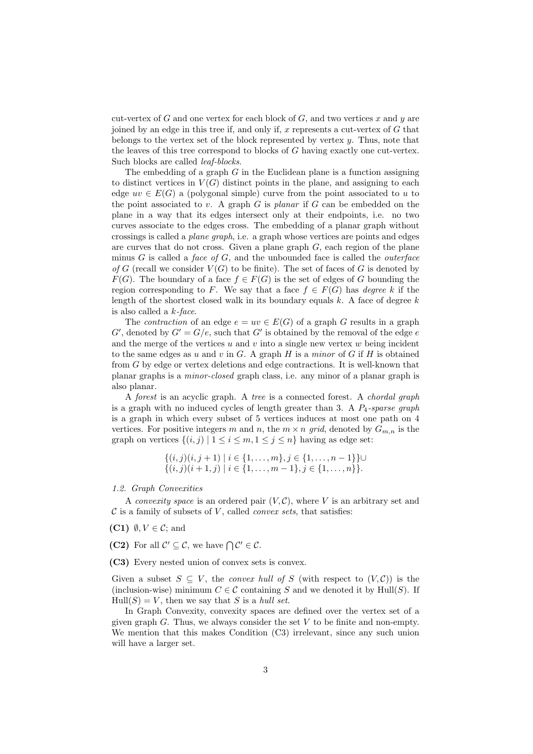cut-vertex of $G$ and one vertex for each block of $G$, and two vertices $x$ and $y$ are joined by an edge in this tree if, and only if, $x$ represents a cut-vertex of $G$ that belongs to the vertex set of the block represented by vertex $y$. Thus, note that the leaves of this tree correspond to blocks of $G$ having exactly one cut-vertex. Such blocks are called *leaf-blocks*.

The embedding of a graph $G$ in the Euclidean plane is a function assigning to distinct vertices in $V(G)$ distinct points in the plane, and assigning to each edge $uv \in E(G)$ a (polygonal simple) curve from the point associated to $u$ to the point associated to $v$. A graph $G$ is *planar* if $G$ can be embedded on the plane in a way that its edges intersect only at their endpoints, i.e. no two curves associate to the edges cross. The embedding of a planar graph without crossings is called a *plane graph*, i.e. a graph whose vertices are points and edges are curves that do not cross. Given a plane graph $G$, each region of the plane minus $G$ is called a *face of $G$*, and the unbounded face is called the *outerface of $G$* (recall we consider $V(G)$ to be finite). The set of faces of $G$ is denoted by $F(G)$. The boundary of a face $f \in F(G)$ is the set of edges of $G$ bounding the region corresponding to $F$. We say that a face $f \in F(G)$ has *degree $k$* if the length of the shortest closed walk in its boundary equals $k$. A face of degree $k$ is also called a *$k$-face*.

The *contraction* of an edge $e = uv \in E(G)$ of a graph $G$ results in a graph $G'$, denoted by $G' = G/e$, such that $G'$ is obtained by the removal of the edge $e$ and the merge of the vertices $u$ and $v$ into a single new vertex $w$ being incident to the same edges as $u$ and $v$ in $G$. A graph $H$ is a *minor* of $G$ if $H$ is obtained from $G$ by edge or vertex deletions and edge contractions. It is well-known that planar graphs is a *minor-closed* graph class, i.e. any minor of a planar graph is also planar.

A *forest* is an acyclic graph. A *tree* is a connected forest. A *chordal graph* is a graph with no induced cycles of length greater than 3. A *$P_4$-sparse graph* is a graph in which every subset of 5 vertices induces at most one path on 4 vertices. For positive integers $m$ and $n$, the $m \times n$ *grid*, denoted by $G_{m,n}$ is the graph on vertices $\{(i,j) \mid 1 \leq i \leq m, 1 \leq j \leq n\}$ having as edge set:

$$\{(i,j)(i,j+1) \mid i \in \{1,\ldots,m\}, j \in \{1,\ldots,n-1\}\} \cup$$
$$\{(i,j)(i+1,j) \mid i \in \{1,\ldots,m-1\}, j \in \{1,\ldots,n\}\}.$$

### 1.2. Graph Convexities

A *convexity space* is an ordered pair $(V, \mathcal{C})$, where $V$ is an arbitrary set and $\mathcal{C}$ is a family of subsets of $V$, called *convex sets*, that satisfies:

**(C1)** $\emptyset, V \in \mathcal{C}$; and

**(C2)** For all $\mathcal{C}' \subseteq \mathcal{C}$, we have $\bigcap \mathcal{C}' \in \mathcal{C}$.

**(C3)** Every nested union of convex sets is convex.

Given a subset $S \subseteq V$, the *convex hull of $S$* (with respect to $(V, \mathcal{C})$) is the (inclusion-wise) minimum $C \in \mathcal{C}$ containing $S$ and we denoted it by $\text{Hull}(S)$. If $\text{Hull}(S) = V$, then we say that $S$ is a *hull set*.

In Graph Convexity, convexity spaces are defined over the vertex set of a given graph $G$. Thus, we always consider the set $V$ to be finite and non-empty. We mention that this makes Condition (C3) irrelevant, since any such union will have a larger set.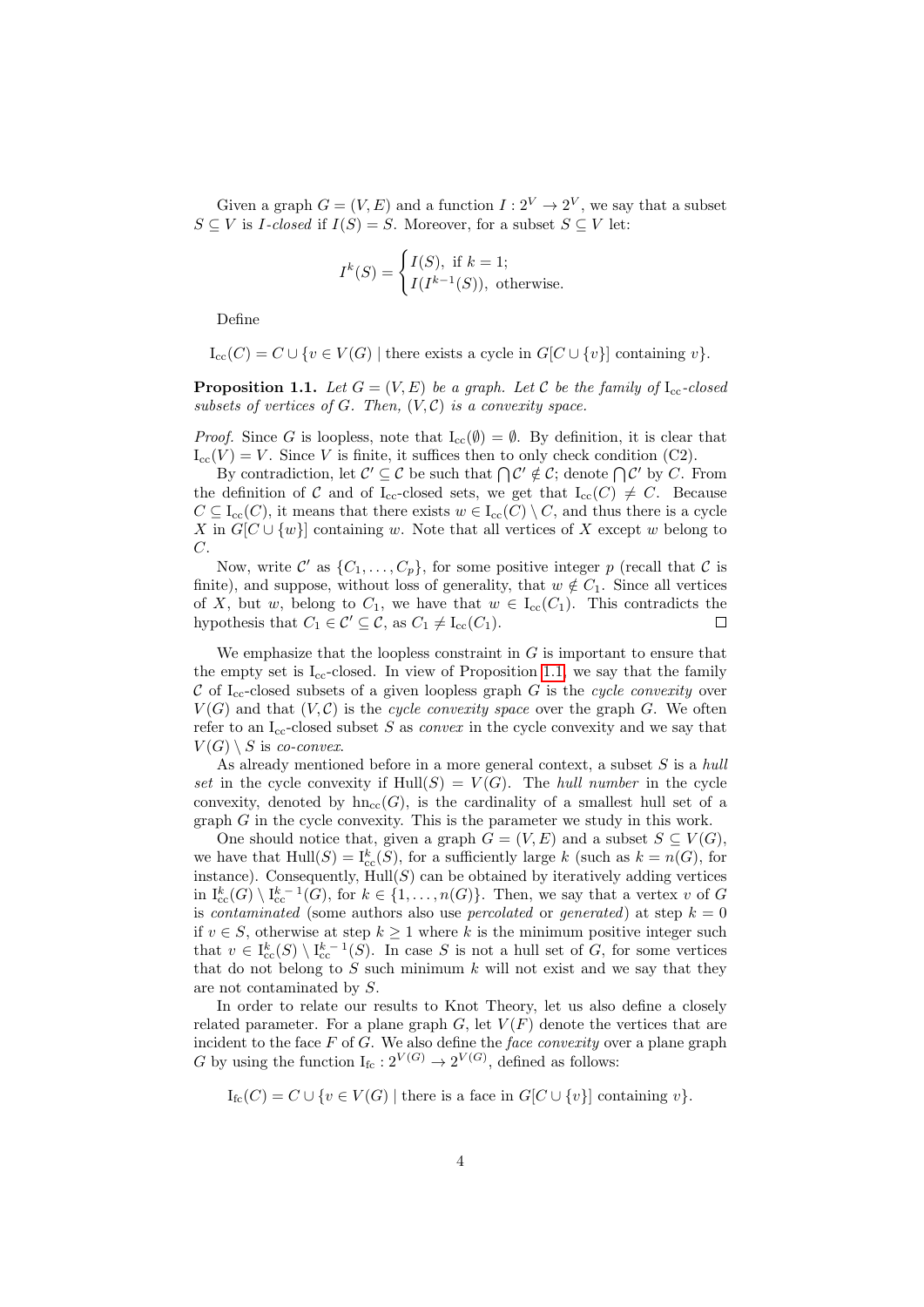Given a graph $G = (V, E)$ and a function $I : 2^V \to 2^V$, we say that a subset $S \subseteq V$ is *$I$-closed* if $I(S) = S$. Moreover, for a subset $S \subseteq V$ let:

$$I^k(S) = \begin{cases} I(S), & \text{if } k = 1; \\ I(I^{k-1}(S)), & \text{otherwise.} \end{cases}$$

Define

$$\mathrm{I_{cc}}(C) = C \cup \{v \in V(G) \mid \text{there exists a cycle in } G[C \cup \{v\}] \text{ containing } v\}.$$

**Proposition 1.1.** *Let $G = (V, E)$ be a graph. Let $\mathcal{C}$ be the family of $\mathrm{I_{cc}}$-closed subsets of vertices of $G$. Then, $(V, \mathcal{C})$ is a convexity space.*

*Proof.* Since $G$ is loopless, note that $\mathrm{I_{cc}}(\emptyset) = \emptyset$. By definition, it is clear that $\mathrm{I_{cc}}(V) = V$. Since $V$ is finite, it suffices then to only check condition (C2).

By contradiction, let $\mathcal{C}' \subseteq \mathcal{C}$ be such that $\bigcap \mathcal{C}' \notin \mathcal{C}$; denote $\bigcap \mathcal{C}'$ by $C$. From the definition of $\mathcal{C}$ and of $\mathrm{I_{cc}}$-closed sets, we get that $\mathrm{I_{cc}}(C) \neq C$. Because $C \subseteq \mathrm{I_{cc}}(C)$, it means that there exists $w \in \mathrm{I_{cc}}(C) \setminus C$, and thus there is a cycle $X$ in $G[C \cup \{w\}]$ containing $w$. Note that all vertices of $X$ except $w$ belong to $C$.

Now, write $\mathcal{C}'$ as $\{C_1, \ldots, C_p\}$, for some positive integer $p$ (recall that $\mathcal{C}$ is finite), and suppose, without loss of generality, that $w \notin C_1$. Since all vertices of $X$, but $w$, belong to $C_1$, we have that $w \in \mathrm{I_{cc}}(C_1)$. This contradicts the hypothesis that $C_1 \in \mathcal{C}' \subseteq \mathcal{C}$, as $C_1 \neq \mathrm{I_{cc}}(C_1)$. $\square$

We emphasize that the loopless constraint in $G$ is important to ensure that the empty set is $\mathrm{I_{cc}}$-closed. In view of Proposition 1.1, we say that the family $\mathcal{C}$ of $\mathrm{I_{cc}}$-closed subsets of a given loopless graph $G$ is the *cycle convexity* over $V(G)$ and that $(V, \mathcal{C})$ is the *cycle convexity space* over the graph $G$. We often refer to an $\mathrm{I_{cc}}$-closed subset $S$ as *convex* in the cycle convexity and we say that $V(G) \setminus S$ is *co-convex*.

As already mentioned before in a more general context, a subset $S$ is a *hull set* in the cycle convexity if $\mathrm{Hull}(S) = V(G)$. The *hull number* in the cycle convexity, denoted by $\mathrm{hn_{cc}}(G)$, is the cardinality of a smallest hull set of a graph $G$ in the cycle convexity. This is the parameter we study in this work.

One should notice that, given a graph $G = (V, E)$ and a subset $S \subseteq V(G)$, we have that $\mathrm{Hull}(S) = \mathrm{I}^k_{\mathrm{cc}}(S)$, for a sufficiently large $k$ (such as $k = n(G)$, for instance). Consequently, $\mathrm{Hull}(S)$ can be obtained by iteratively adding vertices in $\mathrm{I}^k_{\mathrm{cc}}(G) \setminus \mathrm{I}^{k-1}_{\mathrm{cc}}(G)$, for $k \in \{1, \ldots, n(G)\}$. Then, we say that a vertex $v$ of $G$ is *contaminated* (some authors also use *percolated* or *generated*) at step $k = 0$ if $v \in S$, otherwise at step $k \geq 1$ where $k$ is the minimum positive integer such that $v \in \mathrm{I}^k_{\mathrm{cc}}(S) \setminus \mathrm{I}^{k-1}_{\mathrm{cc}}(S)$. In case $S$ is not a hull set of $G$, for some vertices that do not belong to $S$ such minimum $k$ will not exist and we say that they are not contaminated by $S$.

In order to relate our results to Knot Theory, let us also define a closely related parameter. For a plane graph $G$, let $V(F)$ denote the vertices that are incident to the face $F$ of $G$. We also define the *face convexity* over a plane graph $G$ by using the function $\mathrm{I_{fc}} : 2^{V(G)} \to 2^{V(G)}$, defined as follows:

$$\mathrm{I_{fc}}(C) = C \cup \{v \in V(G) \mid \text{there is a face in } G[C \cup \{v\}] \text{ containing } v\}.$$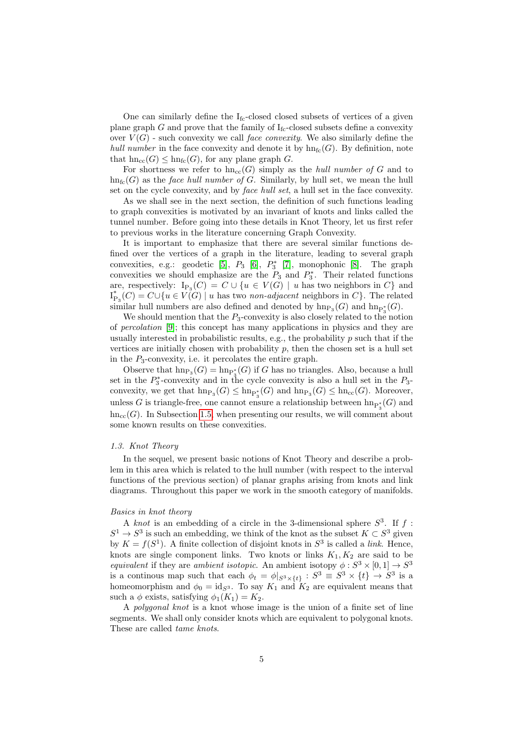One can similarly define the $\mathrm{I_{fc}}$-closed closed subsets of vertices of a given plane graph $G$ and prove that the family of $\mathrm{I_{fc}}$-closed subsets define a convexity over $V(G)$ - such convexity we call *face convexity*. We also similarly define the *hull number* in the face convexity and denote it by $\mathrm{hn_{fc}}(G)$. By definition, note that $\mathrm{hn_{cc}}(G) \leq \mathrm{hn_{fc}}(G)$, for any plane graph $G$.

For shortness we refer to $\mathrm{hn_{cc}}(G)$ simply as the *hull number of* $G$ and to $\mathrm{hn_{fc}}(G)$ as the *face hull number of* $G$. Similarly, by hull set, we mean the hull set on the cycle convexity, and by *face hull set*, a hull set in the face convexity.

As we shall see in the next section, the definition of such functions leading to graph convexities is motivated by an invariant of knots and links called the tunnel number. Before going into these details in Knot Theory, let us first refer to previous works in the literature concerning Graph Convexity.

It is important to emphasize that there are several similar functions defined over the vertices of a graph in the literature, leading to several graph convexities, e.g.: geodetic [5], $P_3$ [6], $P_3^*$ [7], monophonic [8]. The graph convexities we should emphasize are the $P_3$ and $P_3^*$. Their related functions are, respectively: $\mathrm{I_{P_3}}(C) = C \cup \{u \in V(G) \mid u \text{ has two neighbors in } C\}$ and $\mathrm{I^*_{P_3}}(C) = C \cup \{u \in V(G) \mid u \text{ has two } \textit{non-adjacent} \text{ neighbors in } C\}$. The related similar hull numbers are also defined and denoted by $\mathrm{hn_{P_3}}(G)$ and $\mathrm{hn_{P_3^*}}(G)$.

We should mention that the $P_3$-convexity is also closely related to the notion of *percolation* [9]; this concept has many applications in physics and they are usually interested in probabilistic results, e.g., the probability $p$ such that if the vertices are initially chosen with probability $p$, then the chosen set is a hull set in the $P_3$-convexity, i.e. it percolates the entire graph.

Observe that $\mathrm{hn_{P_3}}(G) = \mathrm{hn_{P_3^*}}(G)$ if $G$ has no triangles. Also, because a hull set in the $P_3^*$-convexity and in the cycle convexity is also a hull set in the $P_3$-convexity, we get that $\mathrm{hn_{P_3}}(G) \leq \mathrm{hn_{P_3^*}}(G)$ and $\mathrm{hn_{P_3}}(G) \leq \mathrm{hn_{cc}}(G)$. Moreover, unless $G$ is triangle-free, one cannot ensure a relationship between $\mathrm{hn_{P_3^*}}(G)$ and $\mathrm{hn_{cc}}(G)$. In Subsection 1.5, when presenting our results, we will comment about some known results on these convexities.

### 1.3. Knot Theory

In the sequel, we present basic notions of Knot Theory and describe a problem in this area which is related to the hull number (with respect to the interval functions of the previous section) of planar graphs arising from knots and link diagrams. Throughout this paper we work in the smooth category of manifolds.

#### Basics in knot theory

A *knot* is an embedding of a circle in the 3-dimensional sphere $S^3$. If $f : S^1 \to S^3$ is such an embedding, we think of the knot as the subset $K \subset S^3$ given by $K = f(S^1)$. A finite collection of disjoint knots in $S^3$ is called a *link*. Hence, knots are single component links. Two knots or links $K_1, K_2$ are said to be *equivalent* if they are *ambient isotopic*. An ambient isotopy $\phi : S^3 \times [0,1] \to S^3$ is a continous map such that each $\phi_t = \phi|_{S^3 \times \{t\}} : S^3 \equiv S^3 \times \{t\} \to S^3$ is a homeomorphism and $\phi_0 = \mathrm{id}_{S^3}$. To say $K_1$ and $K_2$ are equivalent means that such a $\phi$ exists, satisfying $\phi_1(K_1) = K_2$.

A *polygonal knot* is a knot whose image is the union of a finite set of line segments. We shall only consider knots which are equivalent to polygonal knots. These are called *tame knots*.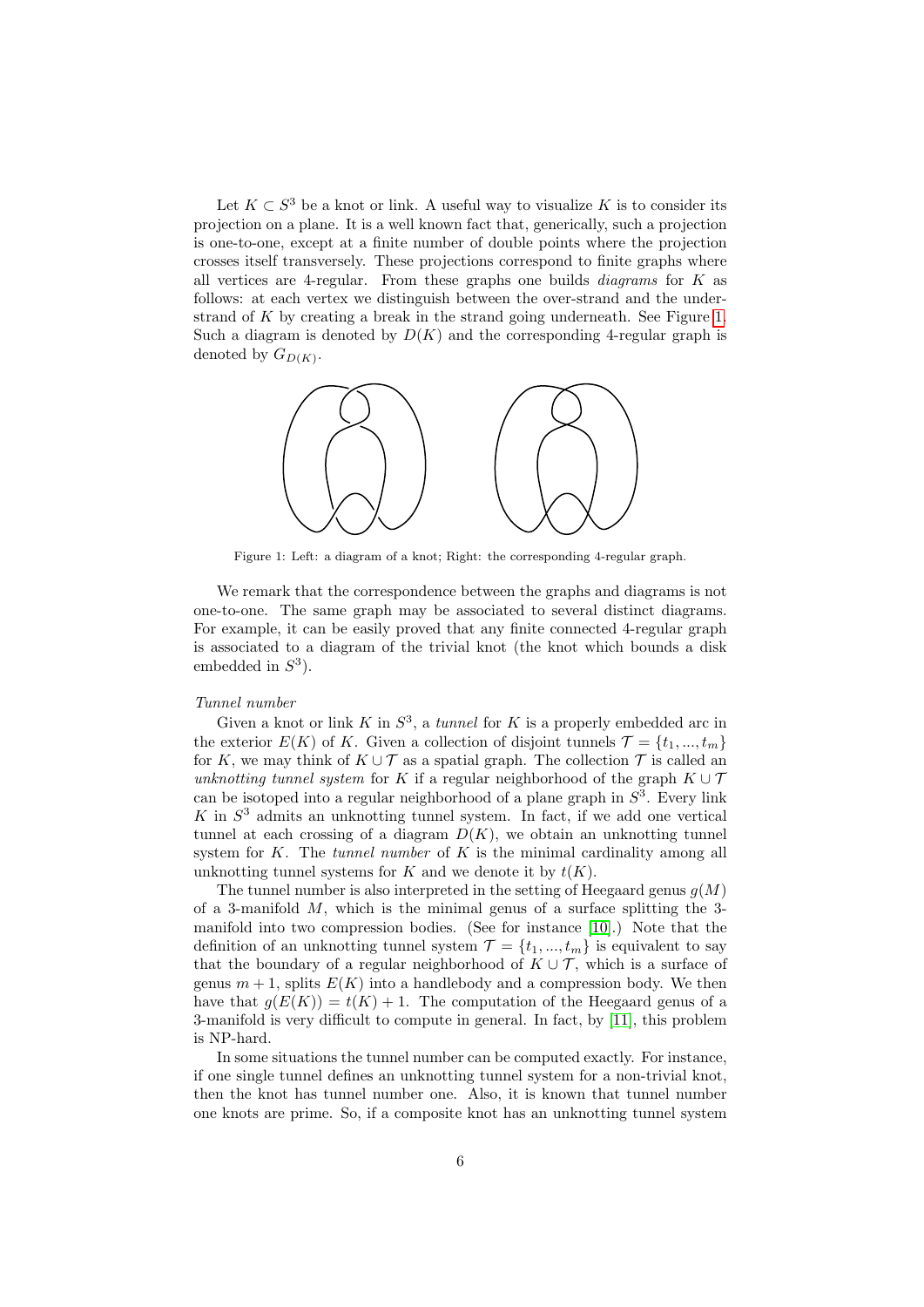Let $K \subset S^3$ be a knot or link. A useful way to visualize $K$ is to consider its projection on a plane. It is a well known fact that, generically, such a projection is one-to-one, except at a finite number of double points where the projection crosses itself transversely. These projections correspond to finite graphs where all vertices are 4-regular. From these graphs one builds *diagrams* for $K$ as follows: at each vertex we distinguish between the over-strand and the under-strand of $K$ by creating a break in the strand going underneath. See Figure 1. Such a diagram is denoted by $D(K)$ and the corresponding 4-regular graph is denoted by $G_{D(K)}$.

Figure 1: Left: a diagram of a knot; Right: the corresponding 4-regular graph.

We remark that the correspondence between the graphs and diagrams is not one-to-one. The same graph may be associated to several distinct diagrams. For example, it can be easily proved that any finite connected 4-regular graph is associated to a diagram of the trivial knot (the knot which bounds a disk embedded in $S^3$).

*Tunnel number*

Given a knot or link $K$ in $S^3$, a *tunnel* for $K$ is a properly embedded arc in the exterior $E(K)$ of $K$. Given a collection of disjoint tunnels $\mathcal{T} = \{t_1, ..., t_m\}$ for $K$, we may think of $K \cup \mathcal{T}$ as a spatial graph. The collection $\mathcal{T}$ is called an *unknotting tunnel system* for $K$ if a regular neighborhood of the graph $K \cup \mathcal{T}$ can be isotoped into a regular neighborhood of a plane graph in $S^3$. Every link $K$ in $S^3$ admits an unknotting tunnel system. In fact, if we add one vertical tunnel at each crossing of a diagram $D(K)$, we obtain an unknotting tunnel system for $K$. The *tunnel number* of $K$ is the minimal cardinality among all unknotting tunnel systems for $K$ and we denote it by $t(K)$.

The tunnel number is also interpreted in the setting of Heegaard genus $g(M)$ of a 3-manifold $M$, which is the minimal genus of a surface splitting the 3-manifold into two compression bodies. (See for instance [10].) Note that the definition of an unknotting tunnel system $\mathcal{T} = \{t_1, ..., t_m\}$ is equivalent to say that the boundary of a regular neighborhood of $K \cup \mathcal{T}$, which is a surface of genus $m + 1$, splits $E(K)$ into a handlebody and a compression body. We then have that $g(E(K)) = t(K) + 1$. The computation of the Heegaard genus of a 3-manifold is very difficult to compute in general. In fact, by [11], this problem is NP-hard.

In some situations the tunnel number can be computed exactly. For instance, if one single tunnel defines an unknotting tunnel system for a non-trivial knot, then the knot has tunnel number one. Also, it is known that tunnel number one knots are prime. So, if a composite knot has an unknotting tunnel system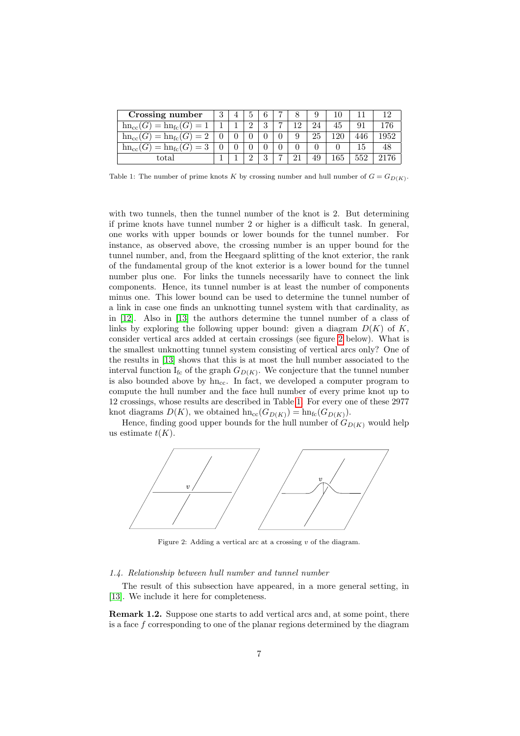| **Crossing number** | 3 | 4 | 5 | 6 | 7 | 8 | 9 | 10 | 11 | 12 |
|---|---|---|---|---|---|---|---|---|---|---|
| $\mathrm{hn}_{\mathrm{cc}}(G) = \mathrm{hn}_{\mathrm{fc}}(G) = 1$ | 1 | 1 | 2 | 3 | 7 | 12 | 24 | 45 | 91 | 176 |
| $\mathrm{hn}_{\mathrm{cc}}(G) = \mathrm{hn}_{\mathrm{fc}}(G) = 2$ | 0 | 0 | 0 | 0 | 0 | 9 | 25 | 120 | 446 | 1952 |
| $\mathrm{hn}_{\mathrm{cc}}(G) = \mathrm{hn}_{\mathrm{fc}}(G) = 3$ | 0 | 0 | 0 | 0 | 0 | 0 | 0 | 0 | 15 | 48 |
| total | 1 | 1 | 2 | 3 | 7 | 21 | 49 | 165 | 552 | 2176 |

Table 1: The number of prime knots $K$ by crossing number and hull number of $G = G_{D(K)}$.

with two tunnels, then the tunnel number of the knot is 2. But determining if prime knots have tunnel number 2 or higher is a difficult task. In general, one works with upper bounds or lower bounds for the tunnel number. For instance, as observed above, the crossing number is an upper bound for the tunnel number, and, from the Heegaard splitting of the knot exterior, the rank of the fundamental group of the knot exterior is a lower bound for the tunnel number plus one. For links the tunnels necessarily have to connect the link components. Hence, its tunnel number is at least the number of components minus one. This lower bound can be used to determine the tunnel number of a link in case one finds an unknotting tunnel system with that cardinality, as in [12]. Also in [13] the authors determine the tunnel number of a class of links by exploring the following upper bound: given a diagram $D(K)$ of $K$, consider vertical arcs added at certain crossings (see figure 2 below). What is the smallest unknotting tunnel system consisting of vertical arcs only? One of the results in [13] shows that this is at most the hull number associated to the interval function $\mathrm{I}_{\mathrm{fc}}$ of the graph $G_{D(K)}$. We conjecture that the tunnel number is also bounded above by $\mathrm{hn}_{\mathrm{cc}}$. In fact, we developed a computer program to compute the hull number and the face hull number of every prime knot up to 12 crossings, whose results are described in Table 1. For every one of these 2977 knot diagrams $D(K)$, we obtained $\mathrm{hn}_{\mathrm{cc}}(G_{D(K)}) = \mathrm{hn}_{\mathrm{fc}}(G_{D(K)})$.

Hence, finding good upper bounds for the hull number of $G_{D(K)}$ would help us estimate $t(K)$.

Figure 2: Adding a vertical arc at a crossing $v$ of the diagram.

*1.4. Relationship between hull number and tunnel number*

The result of this subsection have appeared, in a more general setting, in [13]. We include it here for completeness.

**Remark 1.2.** Suppose one starts to add vertical arcs and, at some point, there is a face $f$ corresponding to one of the planar regions determined by the diagram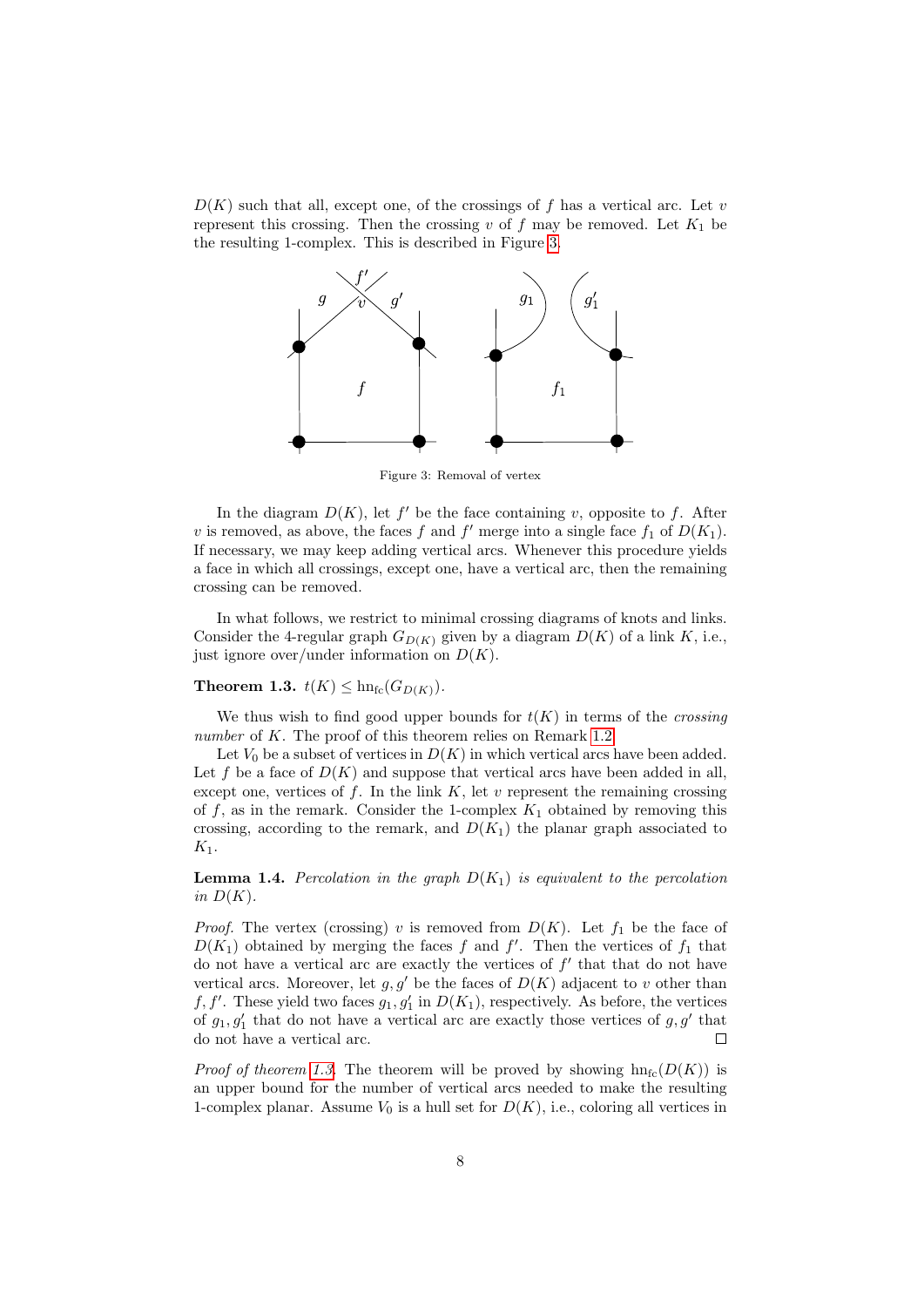$D(K)$ such that all, except one, of the crossings of $f$ has a vertical arc. Let $v$ represent this crossing. Then the crossing $v$ of $f$ may be removed. Let $K_1$ be the resulting 1-complex. This is described in Figure 3.

Figure 3: Removal of vertex

In the diagram $D(K)$, let $f'$ be the face containing $v$, opposite to $f$. After $v$ is removed, as above, the faces $f$ and $f'$ merge into a single face $f_1$ of $D(K_1)$. If necessary, we may keep adding vertical arcs. Whenever this procedure yields a face in which all crossings, except one, have a vertical arc, then the remaining crossing can be removed.

In what follows, we restrict to minimal crossing diagrams of knots and links. Consider the 4-regular graph $G_{D(K)}$ given by a diagram $D(K)$ of a link $K$, i.e., just ignore over/under information on $D(K)$.

**Theorem 1.3.** $t(K) \leq \mathrm{hn}_{\mathrm{fc}}(G_{D(K)})$.

We thus wish to find good upper bounds for $t(K)$ in terms of the *crossing number* of $K$. The proof of this theorem relies on Remark 1.2.

Let $V_0$ be a subset of vertices in $D(K)$ in which vertical arcs have been added. Let $f$ be a face of $D(K)$ and suppose that vertical arcs have been added in all, except one, vertices of $f$. In the link $K$, let $v$ represent the remaining crossing of $f$, as in the remark. Consider the 1-complex $K_1$ obtained by removing this crossing, according to the remark, and $D(K_1)$ the planar graph associated to $K_1$.

**Lemma 1.4.** *Percolation in the graph $D(K_1)$ is equivalent to the percolation in $D(K)$.*

*Proof.* The vertex (crossing) $v$ is removed from $D(K)$. Let $f_1$ be the face of $D(K_1)$ obtained by merging the faces $f$ and $f'$. Then the vertices of $f_1$ that do not have a vertical arc are exactly the vertices of $f'$ that that do not have vertical arcs. Moreover, let $g, g'$ be the faces of $D(K)$ adjacent to $v$ other than $f, f'$. These yield two faces $g_1, g_1'$ in $D(K_1)$, respectively. As before, the vertices of $g_1, g_1'$ that do not have a vertical arc are exactly those vertices of $g, g'$ that do not have a vertical arc. □

*Proof of theorem 1.3.* The theorem will be proved by showing $\mathrm{hn}_{\mathrm{fc}}(D(K))$ is an upper bound for the number of vertical arcs needed to make the resulting 1-complex planar. Assume $V_0$ is a hull set for $D(K)$, i.e., coloring all vertices in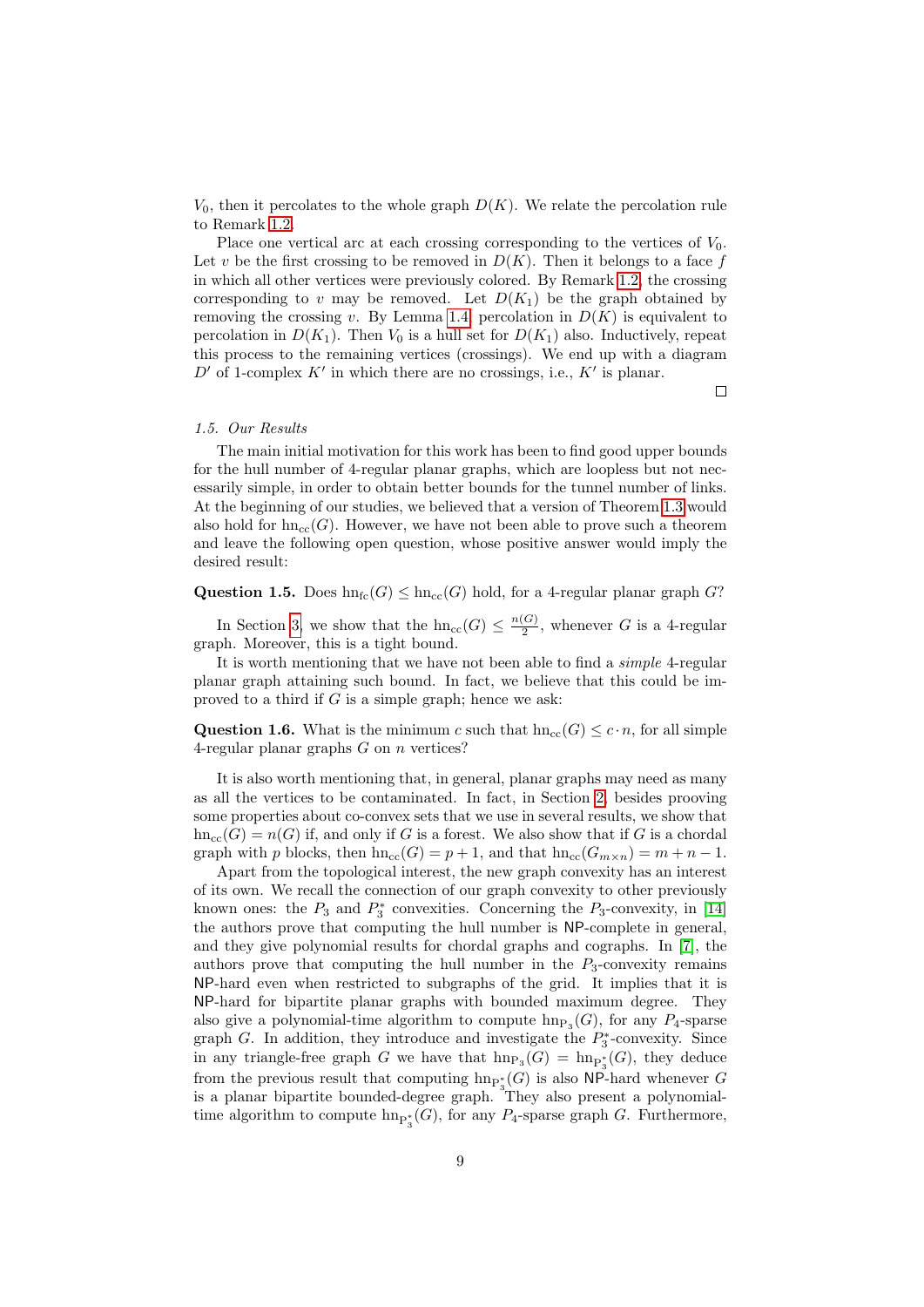$V_0$, then it percolates to the whole graph $D(K)$. We relate the percolation rule to Remark 1.2.

Place one vertical arc at each crossing corresponding to the vertices of $V_0$. Let $v$ be the first crossing to be removed in $D(K)$. Then it belongs to a face $f$ in which all other vertices were previously colored. By Remark 1.2, the crossing corresponding to $v$ may be removed. Let $D(K_1)$ be the graph obtained by removing the crossing $v$. By Lemma 1.4, percolation in $D(K)$ is equivalent to percolation in $D(K_1)$. Then $V_0$ is a hull set for $D(K_1)$ also. Inductively, repeat this process to the remaining vertices (crossings). We end up with a diagram $D'$ of 1-complex $K'$ in which there are no crossings, i.e., $K'$ is planar.

□

*1.5. Our Results*

The main initial motivation for this work has been to find good upper bounds for the hull number of 4-regular planar graphs, which are loopless but not necessarily simple, in order to obtain better bounds for the tunnel number of links. At the beginning of our studies, we believed that a version of Theorem 1.3 would also hold for $\mathrm{hn}_{\mathrm{cc}}(G)$. However, we have not been able to prove such a theorem and leave the following open question, whose positive answer would imply the desired result:

**Question 1.5.** Does $\mathrm{hn}_{\mathrm{fc}}(G) \leq \mathrm{hn}_{\mathrm{cc}}(G)$ hold, for a 4-regular planar graph $G$?

In Section 3, we show that the $\mathrm{hn}_{\mathrm{cc}}(G) \leq \frac{n(G)}{2}$, whenever $G$ is a 4-regular graph. Moreover, this is a tight bound.

It is worth mentioning that we have not been able to find a *simple* 4-regular planar graph attaining such bound. In fact, we believe that this could be improved to a third if $G$ is a simple graph; hence we ask:

**Question 1.6.** What is the minimum $c$ such that $\mathrm{hn}_{\mathrm{cc}}(G) \leq c \cdot n$, for all simple 4-regular planar graphs $G$ on $n$ vertices?

It is also worth mentioning that, in general, planar graphs may need as many as all the vertices to be contaminated. In fact, in Section 2, besides prooving some properties about co-convex sets that we use in several results, we show that $\mathrm{hn}_{\mathrm{cc}}(G) = n(G)$ if, and only if $G$ is a forest. We also show that if $G$ is a chordal graph with $p$ blocks, then $\mathrm{hn}_{\mathrm{cc}}(G) = p + 1$, and that $\mathrm{hn}_{\mathrm{cc}}(G_{m\times n}) = m + n - 1$.

Apart from the topological interest, the new graph convexity has an interest of its own. We recall the connection of our graph convexity to other previously known ones: the $P_3$ and $P_3^*$ convexities. Concerning the $P_3$-convexity, in [14] the authors prove that computing the hull number is NP-complete in general, and they give polynomial results for chordal graphs and cographs. In [7], the authors prove that computing the hull number in the $P_3$-convexity remains NP-hard even when restricted to subgraphs of the grid. It implies that it is NP-hard for bipartite planar graphs with bounded maximum degree. They also give a polynomial-time algorithm to compute $\mathrm{hn}_{\mathrm{P}_3}(G)$, for any $P_4$-sparse graph $G$. In addition, they introduce and investigate the $P_3^*$-convexity. Since in any triangle-free graph $G$ we have that $\mathrm{hn}_{\mathrm{P}_3}(G) = \mathrm{hn}_{\mathrm{P}_3^*}(G)$, they deduce from the previous result that computing $\mathrm{hn}_{\mathrm{P}_3^*}(G)$ is also NP-hard whenever $G$ is a planar bipartite bounded-degree graph. They also present a polynomial-time algorithm to compute $\mathrm{hn}_{\mathrm{P}_3^*}(G)$, for any $P_4$-sparse graph $G$. Furthermore,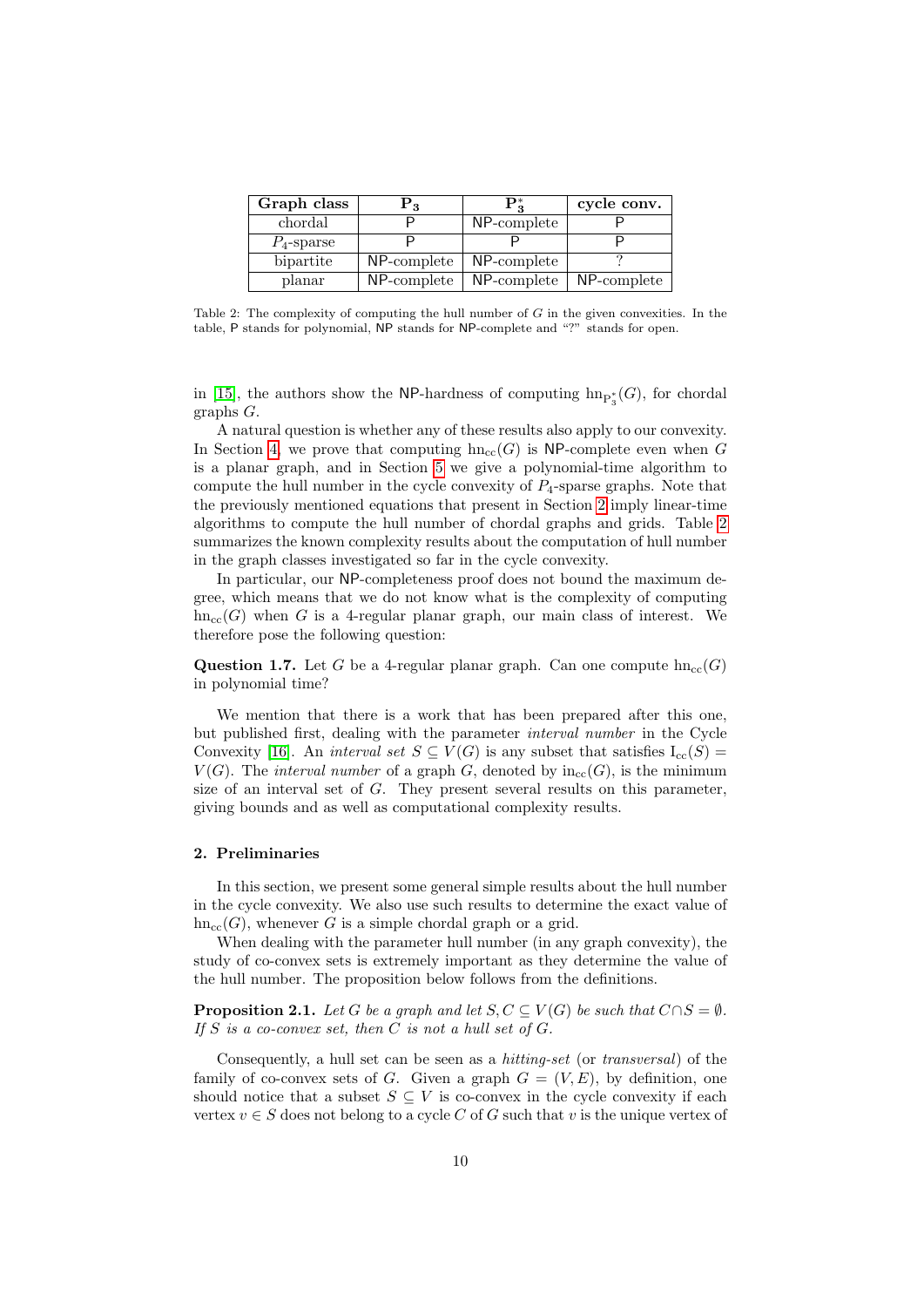| Graph class | $\mathbf{P_3}$ | $\mathbf{P_3^*}$ | cycle conv. |
|---|---|---|---|
| chordal | P | NP-complete | P |
| $P_4$-sparse | P | P | P |
| bipartite | NP-complete | NP-complete | ? |
| planar | NP-complete | NP-complete | NP-complete |

Table 2: The complexity of computing the hull number of $G$ in the given convexities. In the table, P stands for polynomial, NP stands for NP-complete and "?" stands for open.

in [15], the authors show the NP-hardness of computing $\mathrm{hn}_{\mathrm{P}_3^*}(G)$, for chordal graphs $G$.

A natural question is whether any of these results also apply to our convexity. In Section 4, we prove that computing $\mathrm{hn}_{\mathrm{cc}}(G)$ is NP-complete even when $G$ is a planar graph, and in Section 5 we give a polynomial-time algorithm to compute the hull number in the cycle convexity of $P_4$-sparse graphs. Note that the previously mentioned equations that present in Section 2 imply linear-time algorithms to compute the hull number of chordal graphs and grids. Table 2 summarizes the known complexity results about the computation of hull number in the graph classes investigated so far in the cycle convexity.

In particular, our NP-completeness proof does not bound the maximum degree, which means that we do not know what is the complexity of computing $\mathrm{hn}_{\mathrm{cc}}(G)$ when $G$ is a 4-regular planar graph, our main class of interest. We therefore pose the following question:

**Question 1.7.** Let $G$ be a 4-regular planar graph. Can one compute $\mathrm{hn}_{\mathrm{cc}}(G)$ in polynomial time?

We mention that there is a work that has been prepared after this one, but published first, dealing with the parameter *interval number* in the Cycle Convexity [16]. An *interval set* $S \subseteq V(G)$ is any subset that satisfies $\mathrm{I}_{\mathrm{cc}}(S) = V(G)$. The *interval number* of a graph $G$, denoted by $\mathrm{in}_{\mathrm{cc}}(G)$, is the minimum size of an interval set of $G$. They present several results on this parameter, giving bounds and as well as computational complexity results.

## 2. Preliminaries

In this section, we present some general simple results about the hull number in the cycle convexity. We also use such results to determine the exact value of $\mathrm{hn}_{\mathrm{cc}}(G)$, whenever $G$ is a simple chordal graph or a grid.

When dealing with the parameter hull number (in any graph convexity), the study of co-convex sets is extremely important as they determine the value of the hull number. The proposition below follows from the definitions.

**Proposition 2.1.** *Let $G$ be a graph and let $S, C \subseteq V(G)$ be such that $C \cap S = \emptyset$. If $S$ is a co-convex set, then $C$ is not a hull set of $G$.*

Consequently, a hull set can be seen as a *hitting-set* (or *transversal*) of the family of co-convex sets of $G$. Given a graph $G = (V, E)$, by definition, one should notice that a subset $S \subseteq V$ is co-convex in the cycle convexity if each vertex $v \in S$ does not belong to a cycle $C$ of $G$ such that $v$ is the unique vertex of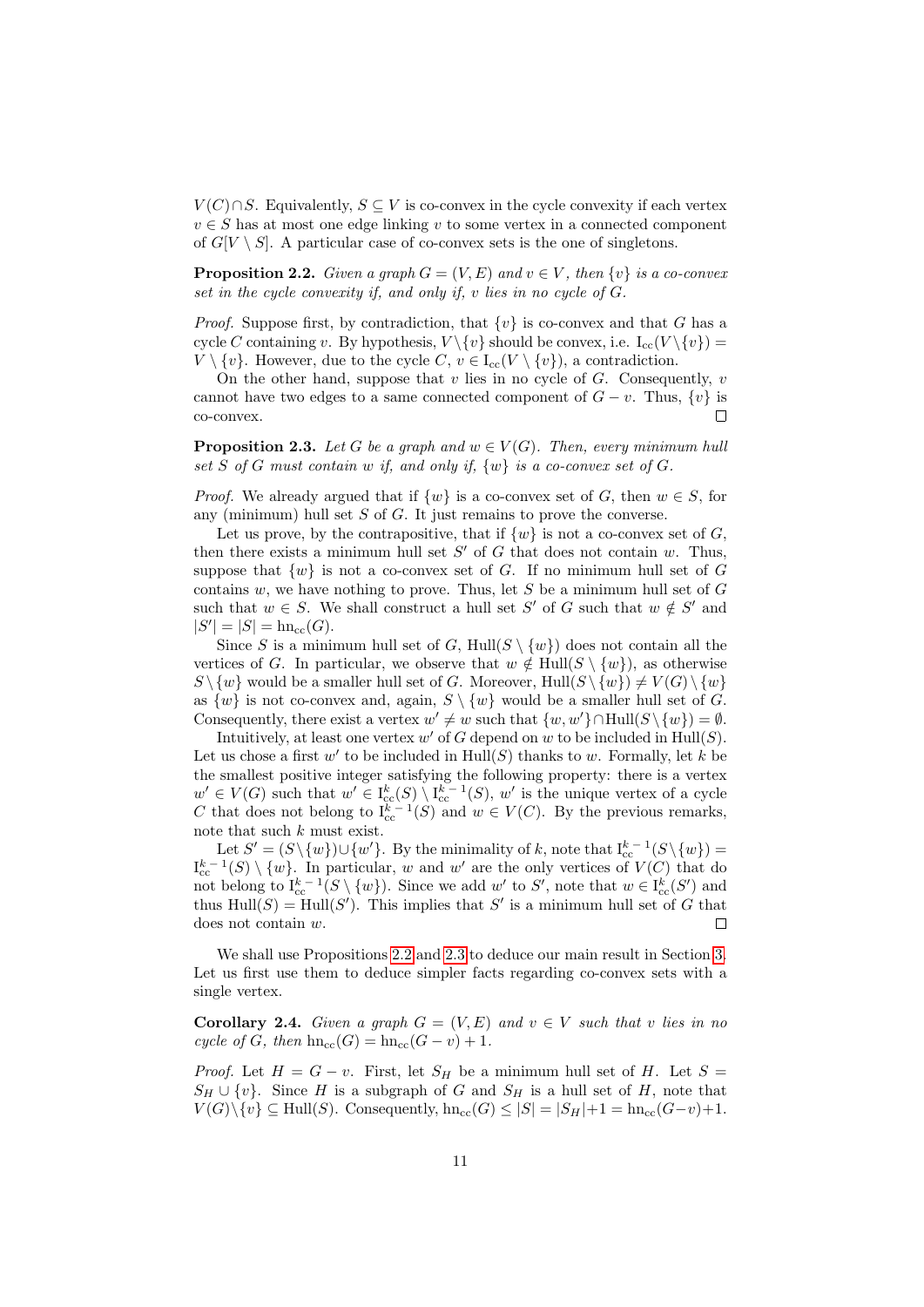$V(C) \cap S$. Equivalently, $S \subseteq V$ is co-convex in the cycle convexity if each vertex $v \in S$ has at most one edge linking $v$ to some vertex in a connected component of $G[V \setminus S]$. A particular case of co-convex sets is the one of singletons.

**Proposition 2.2.** *Given a graph $G = (V, E)$ and $v \in V$, then $\{v\}$ is a co-convex set in the cycle convexity if, and only if, $v$ lies in no cycle of $G$.*

*Proof.* Suppose first, by contradiction, that $\{v\}$ is co-convex and that $G$ has a cycle $C$ containing $v$. By hypothesis, $V \setminus \{v\}$ should be convex, i.e. $\mathrm{I}_{\mathrm{cc}}(V \setminus \{v\}) = V \setminus \{v\}$. However, due to the cycle $C$, $v \in \mathrm{I}_{\mathrm{cc}}(V \setminus \{v\})$, a contradiction.

On the other hand, suppose that $v$ lies in no cycle of $G$. Consequently, $v$ cannot have two edges to a same connected component of $G - v$. Thus, $\{v\}$ is co-convex. $\square$

**Proposition 2.3.** *Let $G$ be a graph and $w \in V(G)$. Then, every minimum hull set $S$ of $G$ must contain $w$ if, and only if, $\{w\}$ is a co-convex set of $G$.*

*Proof.* We already argued that if $\{w\}$ is a co-convex set of $G$, then $w \in S$, for any (minimum) hull set $S$ of $G$. It just remains to prove the converse.

Let us prove, by the contrapositive, that if $\{w\}$ is not a co-convex set of $G$, then there exists a minimum hull set $S'$ of $G$ that does not contain $w$. Thus, suppose that $\{w\}$ is not a co-convex set of $G$. If no minimum hull set of $G$ contains $w$, we have nothing to prove. Thus, let $S$ be a minimum hull set of $G$ such that $w \in S$. We shall construct a hull set $S'$ of $G$ such that $w \notin S'$ and $|S'| = |S| = \mathrm{hn}_{\mathrm{cc}}(G)$.

Since $S$ is a minimum hull set of $G$, $\mathrm{Hull}(S \setminus \{w\})$ does not contain all the vertices of $G$. In particular, we observe that $w \notin \mathrm{Hull}(S \setminus \{w\})$, as otherwise $S \setminus \{w\}$ would be a smaller hull set of $G$. Moreover, $\mathrm{Hull}(S \setminus \{w\}) \neq V(G) \setminus \{w\}$ as $\{w\}$ is not co-convex and, again, $S \setminus \{w\}$ would be a smaller hull set of $G$. Consequently, there exist a vertex $w' \neq w$ such that $\{w, w'\} \cap \mathrm{Hull}(S \setminus \{w\}) = \emptyset$.

Intuitively, at least one vertex $w'$ of $G$ depend on $w$ to be included in $\mathrm{Hull}(S)$. Let us chose a first $w'$ to be included in $\mathrm{Hull}(S)$ thanks to $w$. Formally, let $k$ be the smallest positive integer satisfying the following property: there is a vertex $w' \in V(G)$ such that $w' \in \mathrm{I}^k_{\mathrm{cc}}(S) \setminus \mathrm{I}^{k-1}_{\mathrm{cc}}(S)$, $w'$ is the unique vertex of a cycle $C$ that does not belong to $\mathrm{I}^{k-1}_{\mathrm{cc}}(S)$ and $w \in V(C)$. By the previous remarks, note that such $k$ must exist.

Let $S' = (S \setminus \{w\}) \cup \{w'\}$. By the minimality of $k$, note that $\mathrm{I}^{k-1}_{\mathrm{cc}}(S \setminus \{w\}) = \mathrm{I}^{k-1}_{\mathrm{cc}}(S) \setminus \{w\}$. In particular, $w$ and $w'$ are the only vertices of $V(C)$ that do not belong to $\mathrm{I}^{k-1}_{\mathrm{cc}}(S \setminus \{w\})$. Since we add $w'$ to $S'$, note that $w \in \mathrm{I}^k_{\mathrm{cc}}(S')$ and thus $\mathrm{Hull}(S) = \mathrm{Hull}(S')$. This implies that $S'$ is a minimum hull set of $G$ that does not contain $w$. $\square$

We shall use Propositions 2.2 and 2.3 to deduce our main result in Section 3. Let us first use them to deduce simpler facts regarding co-convex sets with a single vertex.

**Corollary 2.4.** *Given a graph $G = (V, E)$ and $v \in V$ such that $v$ lies in no cycle of $G$, then $\mathrm{hn}_{\mathrm{cc}}(G) = \mathrm{hn}_{\mathrm{cc}}(G - v) + 1$.*

*Proof.* Let $H = G - v$. First, let $S_H$ be a minimum hull set of $H$. Let $S = S_H \cup \{v\}$. Since $H$ is a subgraph of $G$ and $S_H$ is a hull set of $H$, note that $V(G) \setminus \{v\} \subseteq \mathrm{Hull}(S)$. Consequently, $\mathrm{hn}_{\mathrm{cc}}(G) \leq |S| = |S_H| + 1 = \mathrm{hn}_{\mathrm{cc}}(G - v) + 1$.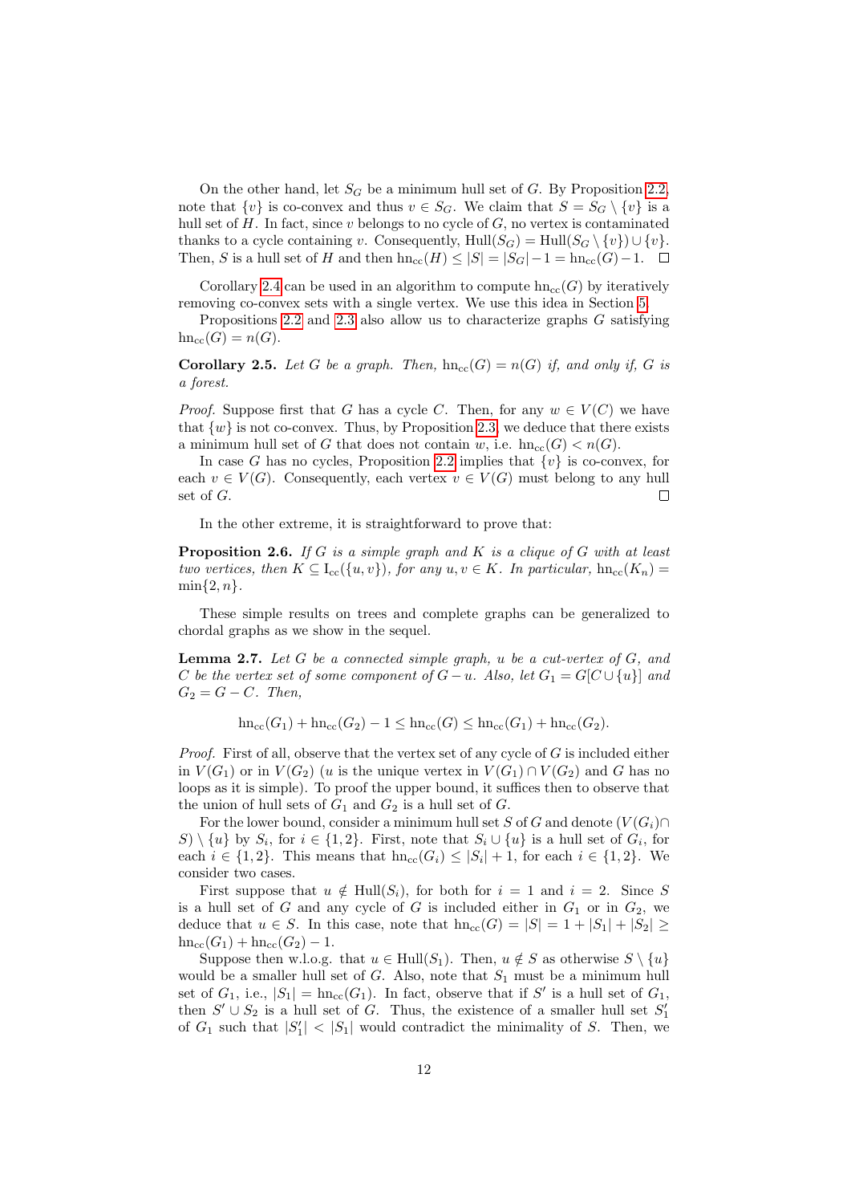On the other hand, let $S_G$ be a minimum hull set of $G$. By Proposition 2.2, note that $\{v\}$ is co-convex and thus $v \in S_G$. We claim that $S = S_G \setminus \{v\}$ is a hull set of $H$. In fact, since $v$ belongs to no cycle of $G$, no vertex is contaminated thanks to a cycle containing $v$. Consequently, $\mathrm{Hull}(S_G) = \mathrm{Hull}(S_G \setminus \{v\}) \cup \{v\}$. Then, $S$ is a hull set of $H$ and then $\mathrm{hn_{cc}}(H) \leq |S| = |S_G| - 1 = \mathrm{hn_{cc}}(G) - 1$. □

Corollary 2.4 can be used in an algorithm to compute $\mathrm{hn_{cc}}(G)$ by iteratively removing co-convex sets with a single vertex. We use this idea in Section 5.

Propositions 2.2 and 2.3 also allow us to characterize graphs $G$ satisfying $\mathrm{hn_{cc}}(G) = n(G)$.

**Corollary 2.5.** *Let $G$ be a graph. Then, $\mathrm{hn_{cc}}(G) = n(G)$ if, and only if, $G$ is a forest.*

*Proof.* Suppose first that $G$ has a cycle $C$. Then, for any $w \in V(C)$ we have that $\{w\}$ is not co-convex. Thus, by Proposition 2.3, we deduce that there exists a minimum hull set of $G$ that does not contain $w$, i.e. $\mathrm{hn_{cc}}(G) < n(G)$.

In case $G$ has no cycles, Proposition 2.2 implies that $\{v\}$ is co-convex, for each $v \in V(G)$. Consequently, each vertex $v \in V(G)$ must belong to any hull set of $G$. □

In the other extreme, it is straightforward to prove that:

**Proposition 2.6.** *If $G$ is a simple graph and $K$ is a clique of $G$ with at least two vertices, then $K \subseteq \mathrm{I_{cc}}(\{u, v\})$, for any $u, v \in K$. In particular, $\mathrm{hn_{cc}}(K_n) = \min\{2, n\}$.*

These simple results on trees and complete graphs can be generalized to chordal graphs as we show in the sequel.

**Lemma 2.7.** *Let $G$ be a connected simple graph, $u$ be a cut-vertex of $G$, and $C$ be the vertex set of some component of $G - u$. Also, let $G_1 = G[C \cup \{u\}]$ and $G_2 = G - C$. Then,*

$$\mathrm{hn_{cc}}(G_1) + \mathrm{hn_{cc}}(G_2) - 1 \leq \mathrm{hn_{cc}}(G) \leq \mathrm{hn_{cc}}(G_1) + \mathrm{hn_{cc}}(G_2).$$

*Proof.* First of all, observe that the vertex set of any cycle of $G$ is included either in $V(G_1)$ or in $V(G_2)$ ($u$ is the unique vertex in $V(G_1) \cap V(G_2)$ and $G$ has no loops as it is simple). To proof the upper bound, it suffices then to observe that the union of hull sets of $G_1$ and $G_2$ is a hull set of $G$.

For the lower bound, consider a minimum hull set $S$ of $G$ and denote $(V(G_i) \cap S) \setminus \{u\}$ by $S_i$, for $i \in \{1, 2\}$. First, note that $S_i \cup \{u\}$ is a hull set of $G_i$, for each $i \in \{1, 2\}$. This means that $\mathrm{hn_{cc}}(G_i) \leq |S_i| + 1$, for each $i \in \{1, 2\}$. We consider two cases.

First suppose that $u \notin \mathrm{Hull}(S_i)$, for both for $i = 1$ and $i = 2$. Since $S$ is a hull set of $G$ and any cycle of $G$ is included either in $G_1$ or in $G_2$, we deduce that $u \in S$. In this case, note that $\mathrm{hn_{cc}}(G) = |S| = 1 + |S_1| + |S_2| \geq \mathrm{hn_{cc}}(G_1) + \mathrm{hn_{cc}}(G_2) - 1$.

Suppose then w.l.o.g. that $u \in \mathrm{Hull}(S_1)$. Then, $u \notin S$ as otherwise $S \setminus \{u\}$ would be a smaller hull set of $G$. Also, note that $S_1$ must be a minimum hull set of $G_1$, i.e., $|S_1| = \mathrm{hn_{cc}}(G_1)$. In fact, observe that if $S'$ is a hull set of $G_1$, then $S' \cup S_2$ is a hull set of $G$. Thus, the existence of a smaller hull set $S'_1$ of $G_1$ such that $|S'_1| < |S_1|$ would contradict the minimality of $S$. Then, we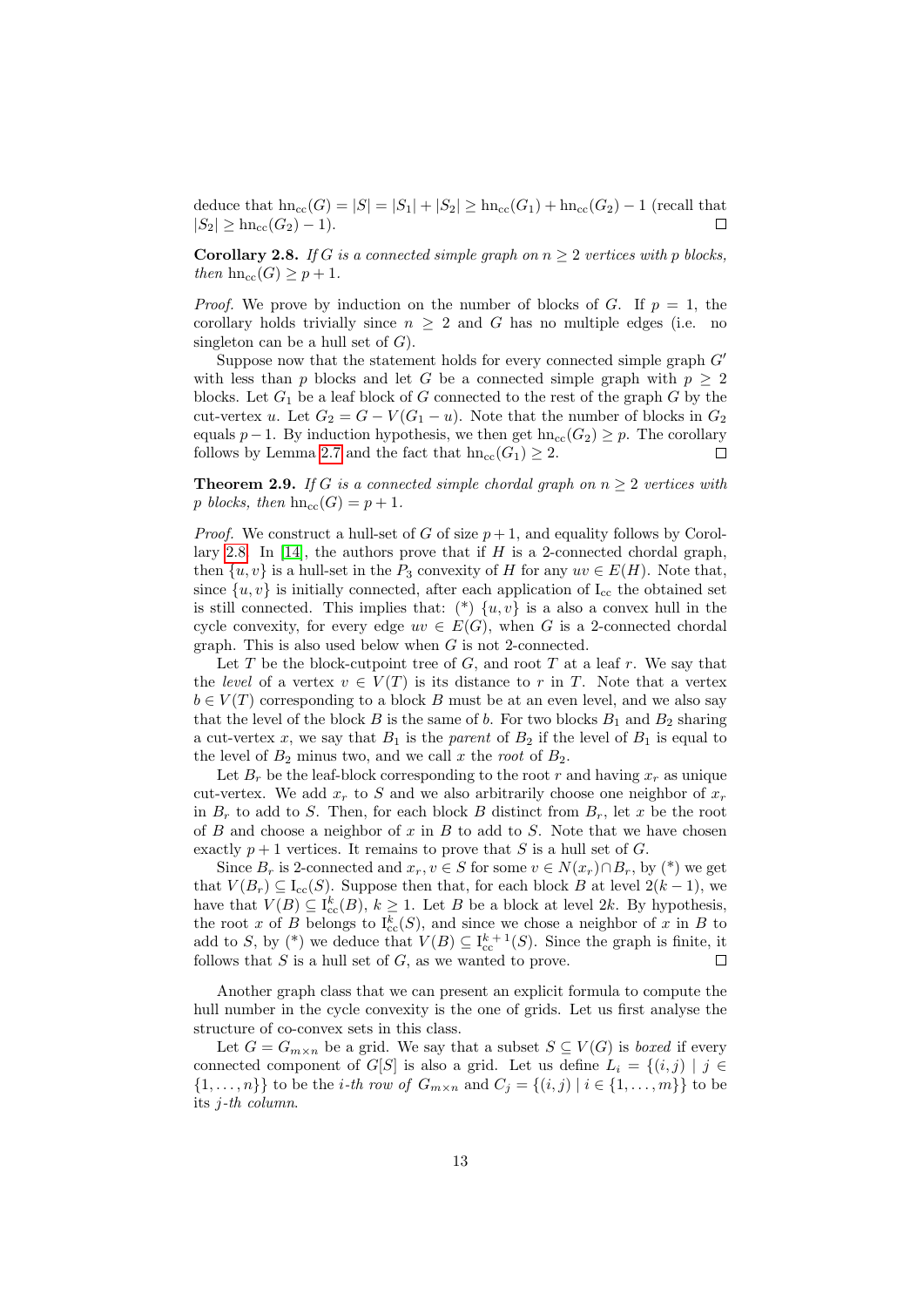deduce that $\text{hn}_{cc}(G) = |S| = |S_1| + |S_2| \geq \text{hn}_{cc}(G_1) + \text{hn}_{cc}(G_2) - 1$ (recall that $|S_2| \geq \text{hn}_{cc}(G_2) - 1$). □

**Corollary 2.8.** *If $G$ is a connected simple graph on $n \geq 2$ vertices with $p$ blocks, then $\text{hn}_{cc}(G) \geq p + 1$.*

*Proof.* We prove by induction on the number of blocks of $G$. If $p = 1$, the corollary holds trivially since $n \geq 2$ and $G$ has no multiple edges (i.e. no singleton can be a hull set of $G$).

Suppose now that the statement holds for every connected simple graph $G'$ with less than $p$ blocks and let $G$ be a connected simple graph with $p \geq 2$ blocks. Let $G_1$ be a leaf block of $G$ connected to the rest of the graph $G$ by the cut-vertex $u$. Let $G_2 = G - V(G_1 - u)$. Note that the number of blocks in $G_2$ equals $p-1$. By induction hypothesis, we then get $\text{hn}_{cc}(G_2) \geq p$. The corollary follows by Lemma 2.7 and the fact that $\text{hn}_{cc}(G_1) \geq 2$. □

**Theorem 2.9.** *If $G$ is a connected simple chordal graph on $n \geq 2$ vertices with $p$ blocks, then $\text{hn}_{cc}(G) = p + 1$.*

*Proof.* We construct a hull-set of $G$ of size $p+1$, and equality follows by Corollary 2.8. In [14], the authors prove that if $H$ is a 2-connected chordal graph, then $\{u, v\}$ is a hull-set in the $P_3$ convexity of $H$ for any $uv \in E(H)$. Note that, since $\{u, v\}$ is initially connected, after each application of $\text{I}_{cc}$ the obtained set is still connected. This implies that: (\*) $\{u, v\}$ is a also a convex hull in the cycle convexity, for every edge $uv \in E(G)$, when $G$ is a 2-connected chordal graph. This is also used below when $G$ is not 2-connected.

Let $T$ be the block-cutpoint tree of $G$, and root $T$ at a leaf $r$. We say that the *level* of a vertex $v \in V(T)$ is its distance to $r$ in $T$. Note that a vertex $b \in V(T)$ corresponding to a block $B$ must be at an even level, and we also say that the level of the block $B$ is the same of $b$. For two blocks $B_1$ and $B_2$ sharing a cut-vertex $x$, we say that $B_1$ is the *parent* of $B_2$ if the level of $B_1$ is equal to the level of $B_2$ minus two, and we call $x$ the *root* of $B_2$.

Let $B_r$ be the leaf-block corresponding to the root $r$ and having $x_r$ as unique cut-vertex. We add $x_r$ to $S$ and we also arbitrarily choose one neighbor of $x_r$ in $B_r$ to add to $S$. Then, for each block $B$ distinct from $B_r$, let $x$ be the root of $B$ and choose a neighbor of $x$ in $B$ to add to $S$. Note that we have chosen exactly $p+1$ vertices. It remains to prove that $S$ is a hull set of $G$.

Since $B_r$ is 2-connected and $x_r, v \in S$ for some $v \in N(x_r) \cap B_r$, by (\*) we get that $V(B_r) \subseteq \text{I}_{cc}(S)$. Suppose then that, for each block $B$ at level $2(k-1)$, we have that $V(B) \subseteq \text{I}^k_{cc}(B)$, $k \geq 1$. Let $B$ be a block at level $2k$. By hypothesis, the root $x$ of $B$ belongs to $\text{I}^k_{cc}(S)$, and since we chose a neighbor of $x$ in $B$ to add to $S$, by (\*) we deduce that $V(B) \subseteq \text{I}^{k+1}_{cc}(S)$. Since the graph is finite, it follows that $S$ is a hull set of $G$, as we wanted to prove. □

Another graph class that we can present an explicit formula to compute the hull number in the cycle convexity is the one of grids. Let us first analyse the structure of co-convex sets in this class.

Let $G = G_{m \times n}$ be a grid. We say that a subset $S \subseteq V(G)$ is *boxed* if every connected component of $G[S]$ is also a grid. Let us define $L_i = \{(i, j) \mid j \in \{1, \ldots, n\}\}$ to be the *$i$-th row of* $G_{m\times n}$ and $C_j = \{(i, j) \mid i \in \{1, \ldots, m\}\}$ to be its *$j$-th column*.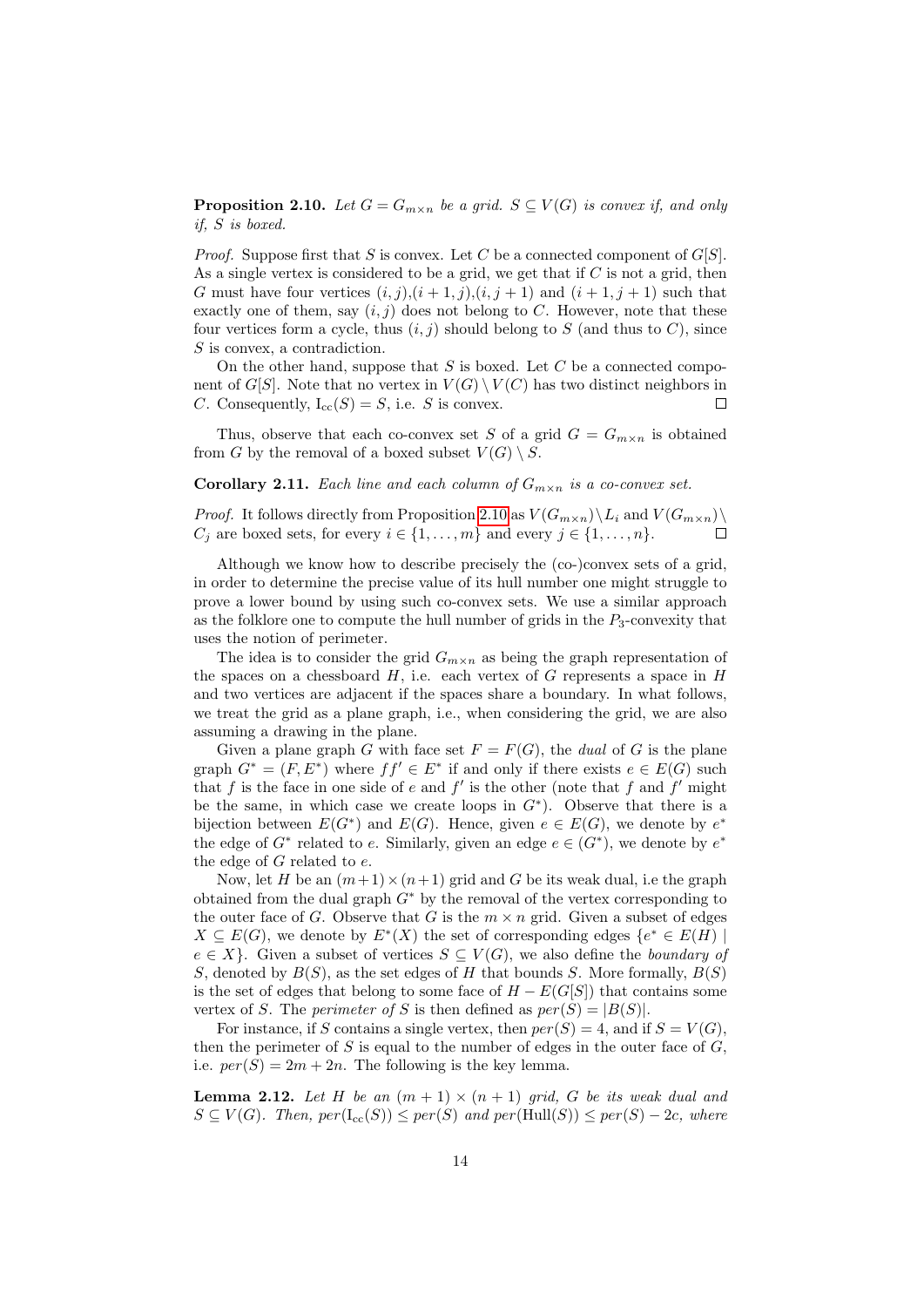**Proposition 2.10.** *Let $G = G_{m\times n}$ be a grid. $S \subseteq V(G)$ is convex if, and only if, $S$ is boxed.*

*Proof.* Suppose first that $S$ is convex. Let $C$ be a connected component of $G[S]$. As a single vertex is considered to be a grid, we get that if $C$ is not a grid, then $G$ must have four vertices $(i, j)$,$(i + 1, j)$,$(i, j + 1)$ and $(i + 1, j + 1)$ such that exactly one of them, say $(i, j)$ does not belong to $C$. However, note that these four vertices form a cycle, thus $(i, j)$ should belong to $S$ (and thus to $C$), since $S$ is convex, a contradiction.

On the other hand, suppose that $S$ is boxed. Let $C$ be a connected component of $G[S]$. Note that no vertex in $V(G) \setminus V(C)$ has two distinct neighbors in $C$. Consequently, $\mathrm{I_{cc}}(S) = S$, i.e. $S$ is convex. □

Thus, observe that each co-convex set $S$ of a grid $G = G_{m\times n}$ is obtained from $G$ by the removal of a boxed subset $V(G) \setminus S$.

**Corollary 2.11.** *Each line and each column of $G_{m\times n}$ is a co-convex set.*

*Proof.* It follows directly from Proposition 2.10 as $V(G_{m\times n})\setminus L_i$ and $V(G_{m\times n})\setminus C_j$ are boxed sets, for every $i \in \{1, \ldots, m\}$ and every $j \in \{1, \ldots, n\}$. □

Although we know how to describe precisely the (co-)convex sets of a grid, in order to determine the precise value of its hull number one might struggle to prove a lower bound by using such co-convex sets. We use a similar approach as the folklore one to compute the hull number of grids in the $P_3$-convexity that uses the notion of perimeter.

The idea is to consider the grid $G_{m\times n}$ as being the graph representation of the spaces on a chessboard $H$, i.e. each vertex of $G$ represents a space in $H$ and two vertices are adjacent if the spaces share a boundary. In what follows, we treat the grid as a plane graph, i.e., when considering the grid, we are also assuming a drawing in the plane.

Given a plane graph $G$ with face set $F = F(G)$, the *dual* of $G$ is the plane graph $G^* = (F, E^*)$ where $ff' \in E^*$ if and only if there exists $e \in E(G)$ such that $f$ is the face in one side of $e$ and $f'$ is the other (note that $f$ and $f'$ might be the same, in which case we create loops in $G^*$). Observe that there is a bijection between $E(G^*)$ and $E(G)$. Hence, given $e \in E(G)$, we denote by $e^*$ the edge of $G^*$ related to $e$. Similarly, given an edge $e \in (G^*)$, we denote by $e^*$ the edge of $G$ related to $e$.

Now, let $H$ be an $(m+1)\times(n+1)$ grid and $G$ be its weak dual, i.e the graph obtained from the dual graph $G^*$ by the removal of the vertex corresponding to the outer face of $G$. Observe that $G$ is the $m \times n$ grid. Given a subset of edges $X \subseteq E(G)$, we denote by $E^*(X)$ the set of corresponding edges $\{e^* \in E(H) \mid e \in X\}$. Given a subset of vertices $S \subseteq V(G)$, we also define the *boundary of* $S$, denoted by $B(S)$, as the set edges of $H$ that bounds $S$. More formally, $B(S)$ is the set of edges that belong to some face of $H - E(G[S])$ that contains some vertex of $S$. The *perimeter of* $S$ is then defined as $per(S) = |B(S)|$.

For instance, if $S$ contains a single vertex, then $per(S) = 4$, and if $S = V(G)$, then the perimeter of $S$ is equal to the number of edges in the outer face of $G$, i.e. $per(S) = 2m + 2n$. The following is the key lemma.

**Lemma 2.12.** *Let $H$ be an $(m + 1) \times (n + 1)$ grid, $G$ be its weak dual and $S \subseteq V(G)$. Then, $per(\mathrm{I_{cc}}(S)) \leq per(S)$ and $per(\mathrm{Hull}(S)) \leq per(S) - 2c$, where*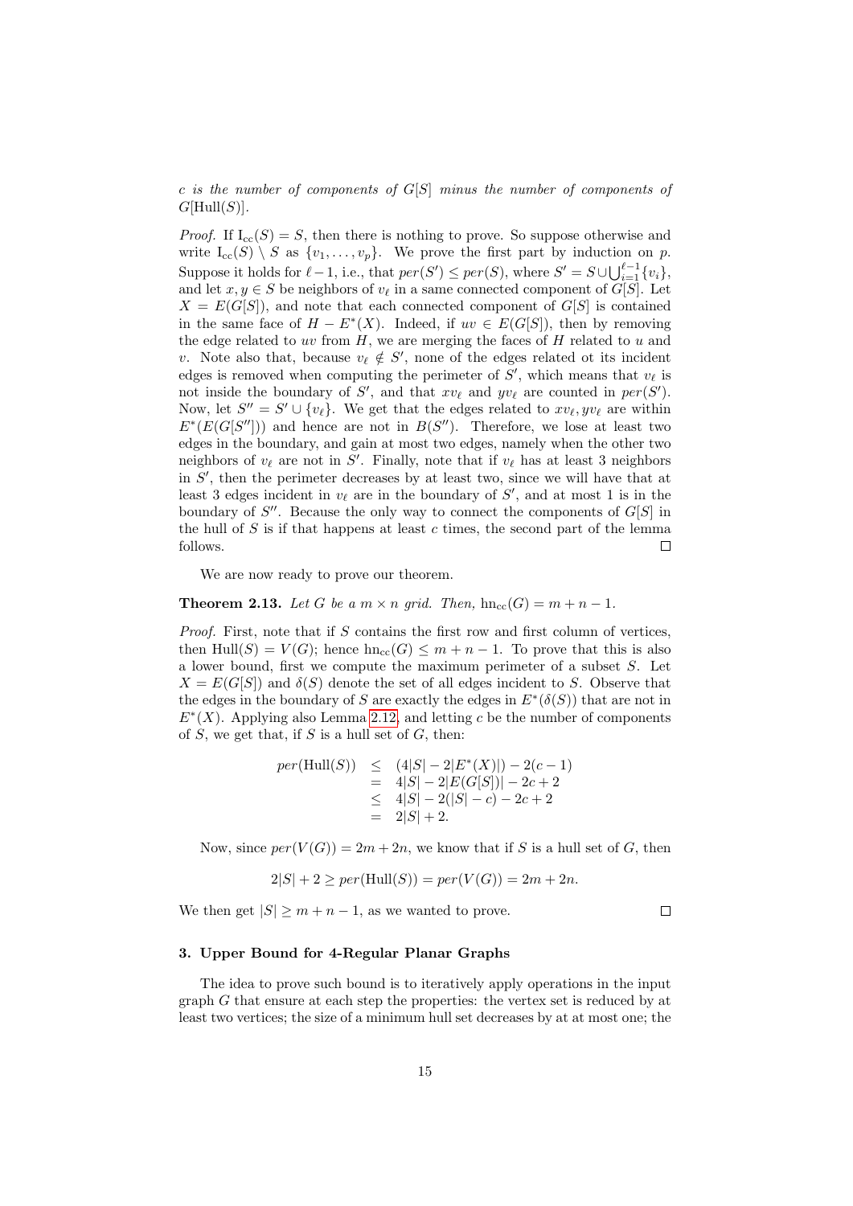*c is the number of components of $G[S]$ minus the number of components of $G[\mathrm{Hull}(S)]$.*

*Proof.* If $\mathrm{I}_{\mathrm{cc}}(S) = S$, then there is nothing to prove. So suppose otherwise and write $\mathrm{I}_{\mathrm{cc}}(S) \setminus S$ as $\{v_1, \dots, v_p\}$. We prove the first part by induction on $p$. Suppose it holds for $\ell - 1$, i.e., that $per(S') \leq per(S)$, where $S' = S \cup \bigcup_{i=1}^{\ell-1}\{v_i\}$, and let $x, y \in S$ be neighbors of $v_\ell$ in a same connected component of $G[S]$. Let $X = E(G[S])$, and note that each connected component of $G[S]$ is contained in the same face of $H - E^*(X)$. Indeed, if $uv \in E(G[S])$, then by removing the edge related to $uv$ from $H$, we are merging the faces of $H$ related to $u$ and $v$. Note also that, because $v_\ell \notin S'$, none of the edges related ot its incident edges is removed when computing the perimeter of $S'$, which means that $v_\ell$ is not inside the boundary of $S'$, and that $xv_\ell$ and $yv_\ell$ are counted in $per(S')$. Now, let $S'' = S' \cup \{v_\ell\}$. We get that the edges related to $xv_\ell, yv_\ell$ are within $E^*(E(G[S'']))$ and hence are not in $B(S'')$. Therefore, we lose at least two edges in the boundary, and gain at most two edges, namely when the other two neighbors of $v_\ell$ are not in $S'$. Finally, note that if $v_\ell$ has at least 3 neighbors in $S'$, then the perimeter decreases by at least two, since we will have that at least 3 edges incident in $v_\ell$ are in the boundary of $S'$, and at most 1 is in the boundary of $S''$. Because the only way to connect the components of $G[S]$ in the hull of $S$ is if that happens at least $c$ times, the second part of the lemma follows. $\square$

We are now ready to prove our theorem.

**Theorem 2.13.** *Let $G$ be a $m \times n$ grid. Then, $\mathrm{hn}_{\mathrm{cc}}(G) = m + n - 1$.*

*Proof.* First, note that if $S$ contains the first row and first column of vertices, then $\mathrm{Hull}(S) = V(G)$; hence $\mathrm{hn}_{\mathrm{cc}}(G) \leq m + n - 1$. To prove that this is also a lower bound, first we compute the maximum perimeter of a subset $S$. Let $X = E(G[S])$ and $\delta(S)$ denote the set of all edges incident to $S$. Observe that the edges in the boundary of $S$ are exactly the edges in $E^*(\delta(S))$ that are not in $E^*(X)$. Applying also Lemma 2.12, and letting $c$ be the number of components of $S$, we get that, if $S$ is a hull set of $G$, then:

$$
\begin{array}{rcl}
per(\mathrm{Hull}(S)) & \leq & (4|S| - 2|E^*(X)|) - 2(c-1) \\
& = & 4|S| - 2|E(G[S])| - 2c + 2 \\
& \leq & 4|S| - 2(|S| - c) - 2c + 2 \\
& = & 2|S| + 2.
\end{array}
$$

Now, since $per(V(G)) = 2m + 2n$, we know that if $S$ is a hull set of $G$, then

$$2|S| + 2 \geq per(\mathrm{Hull}(S)) = per(V(G)) = 2m + 2n.$$

We then get $|S| \geq m + n - 1$, as we wanted to prove. $\square$

## 3. Upper Bound for 4-Regular Planar Graphs

The idea to prove such bound is to iteratively apply operations in the input graph $G$ that ensure at each step the properties: the vertex set is reduced by at least two vertices; the size of a minimum hull set decreases by at at most one; the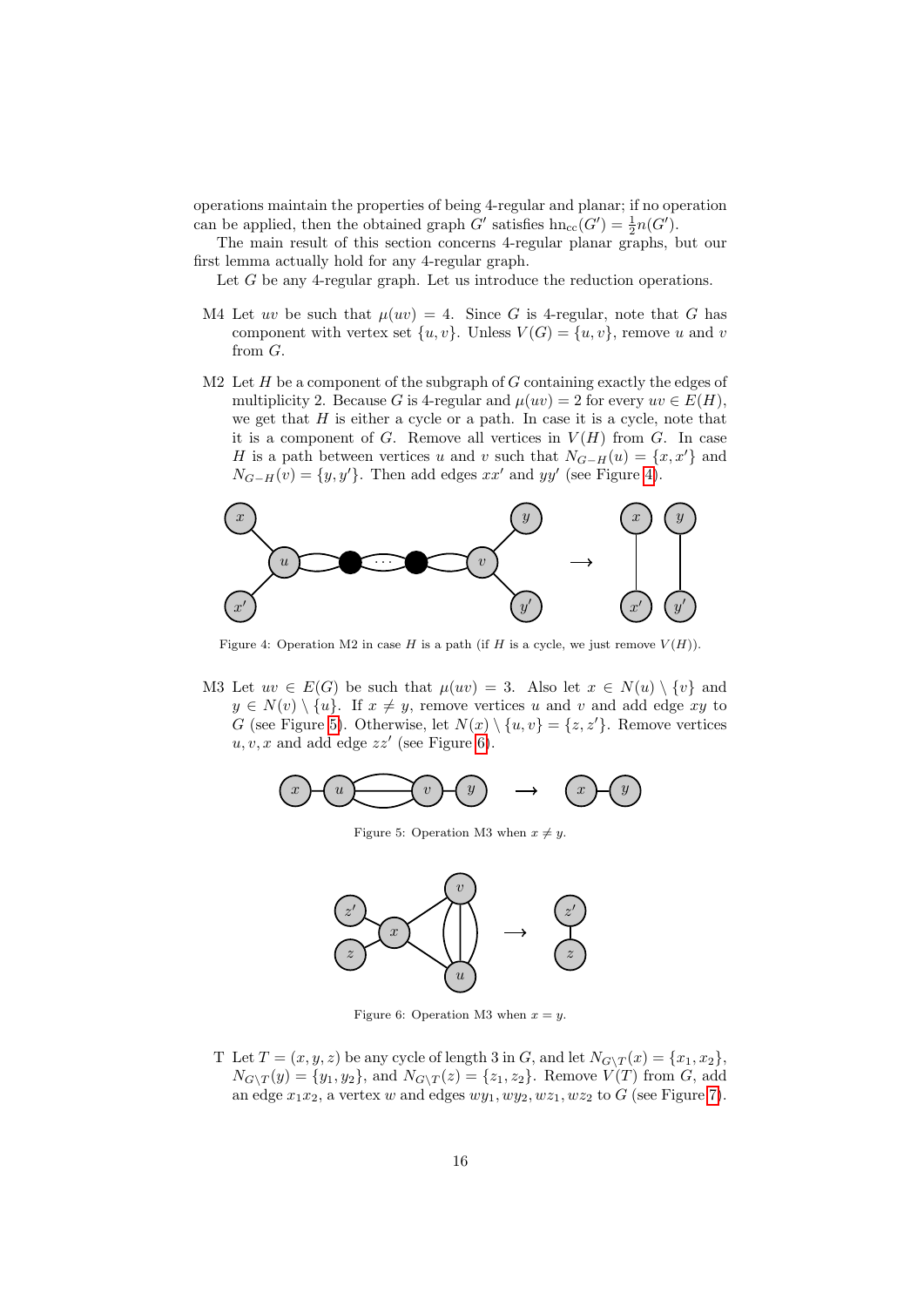operations maintain the properties of being 4-regular and planar; if no operation can be applied, then the obtained graph $G'$ satisfies $\text{hn}_{\text{cc}}(G') = \frac{1}{2}n(G')$.

The main result of this section concerns 4-regular planar graphs, but our first lemma actually hold for any 4-regular graph.

Let $G$ be any 4-regular graph. Let us introduce the reduction operations.

- M4 Let $uv$ be such that $\mu(uv) = 4$. Since $G$ is 4-regular, note that $G$ has component with vertex set $\{u, v\}$. Unless $V(G) = \{u, v\}$, remove $u$ and $v$ from $G$.

- M2 Let $H$ be a component of the subgraph of $G$ containing exactly the edges of multiplicity 2. Because $G$ is 4-regular and $\mu(uv) = 2$ for every $uv \in E(H)$, we get that $H$ is either a cycle or a path. In case it is a cycle, note that it is a component of $G$. Remove all vertices in $V(H)$ from $G$. In case $H$ is a path between vertices $u$ and $v$ such that $N_{G-H}(u) = \{x, x'\}$ and $N_{G-H}(v) = \{y, y'\}$. Then add edges $xx'$ and $yy'$ (see Figure 4).

Figure 4: Operation M2 in case $H$ is a path (if $H$ is a cycle, we just remove $V(H)$).

- M3 Let $uv \in E(G)$ be such that $\mu(uv) = 3$. Also let $x \in N(u) \setminus \{v\}$ and $y \in N(v) \setminus \{u\}$. If $x \neq y$, remove vertices $u$ and $v$ and add edge $xy$ to $G$ (see Figure 5). Otherwise, let $N(x) \setminus \{u, v\} = \{z, z'\}$. Remove vertices $u, v, x$ and add edge $zz'$ (see Figure 6).

Figure 5: Operation M3 when $x \neq y$.

Figure 6: Operation M3 when $x = y$.

- T Let $T = (x, y, z)$ be any cycle of length 3 in $G$, and let $N_{G \setminus T}(x) = \{x_1, x_2\}$, $N_{G \setminus T}(y) = \{y_1, y_2\}$, and $N_{G \setminus T}(z) = \{z_1, z_2\}$. Remove $V(T)$ from $G$, add an edge $x_1x_2$, a vertex $w$ and edges $wy_1, wy_2, wz_1, wz_2$ to $G$ (see Figure 7).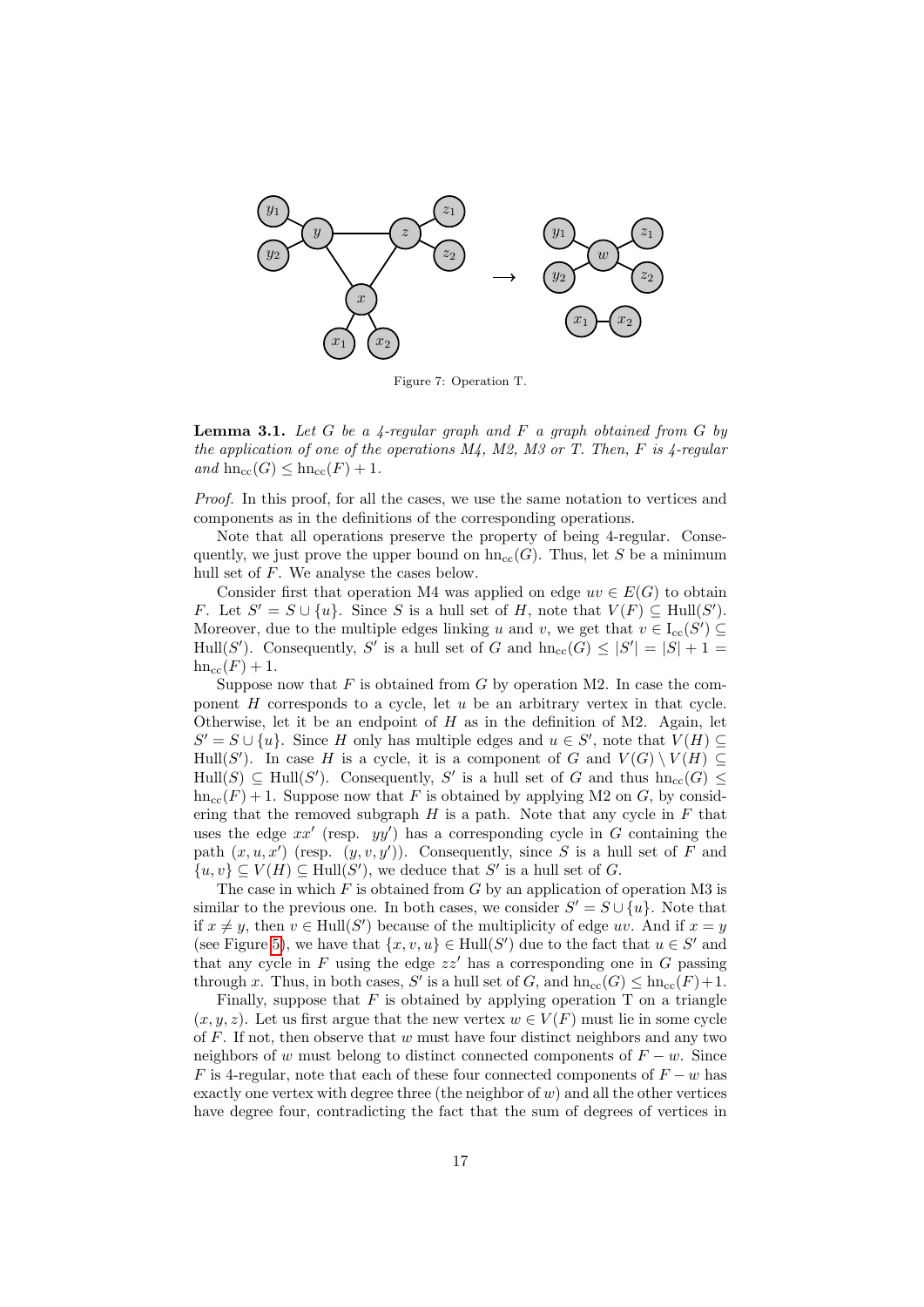Figure 7: Operation T.

**Lemma 3.1.** *Let $G$ be a 4-regular graph and $F$ a graph obtained from $G$ by the application of one of the operations M4, M2, M3 or T. Then, $F$ is 4-regular and $\mathrm{hn_{cc}}(G) \leq \mathrm{hn_{cc}}(F) + 1$.*

*Proof.* In this proof, for all the cases, we use the same notation to vertices and components as in the definitions of the corresponding operations.

Note that all operations preserve the property of being 4-regular. Consequently, we just prove the upper bound on $\mathrm{hn_{cc}}(G)$. Thus, let $S$ be a minimum hull set of $F$. We analyse the cases below.

Consider first that operation M4 was applied on edge $uv \in E(G)$ to obtain $F$. Let $S' = S \cup \{u\}$. Since $S$ is a hull set of $H$, note that $V(F) \subseteq \mathrm{Hull}(S')$. Moreover, due to the multiple edges linking $u$ and $v$, we get that $v \in \mathrm{I_{cc}}(S') \subseteq \mathrm{Hull}(S')$. Consequently, $S'$ is a hull set of $G$ and $\mathrm{hn_{cc}}(G) \leq |S'| = |S| + 1 = \mathrm{hn_{cc}}(F) + 1$.

Suppose now that $F$ is obtained from $G$ by operation M2. In case the component $H$ corresponds to a cycle, let $u$ be an arbitrary vertex in that cycle. Otherwise, let it be an endpoint of $H$ as in the definition of M2. Again, let $S' = S \cup \{u\}$. Since $H$ only has multiple edges and $u \in S'$, note that $V(H) \subseteq \mathrm{Hull}(S')$. In case $H$ is a cycle, it is a component of $G$ and $V(G) \setminus V(H) \subseteq \mathrm{Hull}(S) \subseteq \mathrm{Hull}(S')$. Consequently, $S'$ is a hull set of $G$ and thus $\mathrm{hn_{cc}}(G) \leq \mathrm{hn_{cc}}(F) + 1$. Suppose now that $F$ is obtained by applying M2 on $G$, by considering that the removed subgraph $H$ is a path. Note that any cycle in $F$ that uses the edge $xx'$ (resp. $yy'$) has a corresponding cycle in $G$ containing the path $(x, u, x')$ (resp. $(y, v, y')$). Consequently, since $S$ is a hull set of $F$ and $\{u, v\} \subseteq V(H) \subseteq \mathrm{Hull}(S')$, we deduce that $S'$ is a hull set of $G$.

The case in which $F$ is obtained from $G$ by an application of operation M3 is similar to the previous one. In both cases, we consider $S' = S \cup \{u\}$. Note that if $x \neq y$, then $v \in \mathrm{Hull}(S')$ because of the multiplicity of edge $uv$. And if $x = y$ (see Figure 5), we have that $\{x, v, u\} \in \mathrm{Hull}(S')$ due to the fact that $u \in S'$ and that any cycle in $F$ using the edge $zz'$ has a corresponding one in $G$ passing through $x$. Thus, in both cases, $S'$ is a hull set of $G$, and $\mathrm{hn_{cc}}(G) \leq \mathrm{hn_{cc}}(F) + 1$.

Finally, suppose that $F$ is obtained by applying operation T on a triangle $(x, y, z)$. Let us first argue that the new vertex $w \in V(F)$ must lie in some cycle of $F$. If not, then observe that $w$ must have four distinct neighbors and any two neighbors of $w$ must belong to distinct connected components of $F - w$. Since $F$ is 4-regular, note that each of these four connected components of $F - w$ has exactly one vertex with degree three (the neighbor of $w$) and all the other vertices have degree four, contradicting the fact that the sum of degrees of vertices in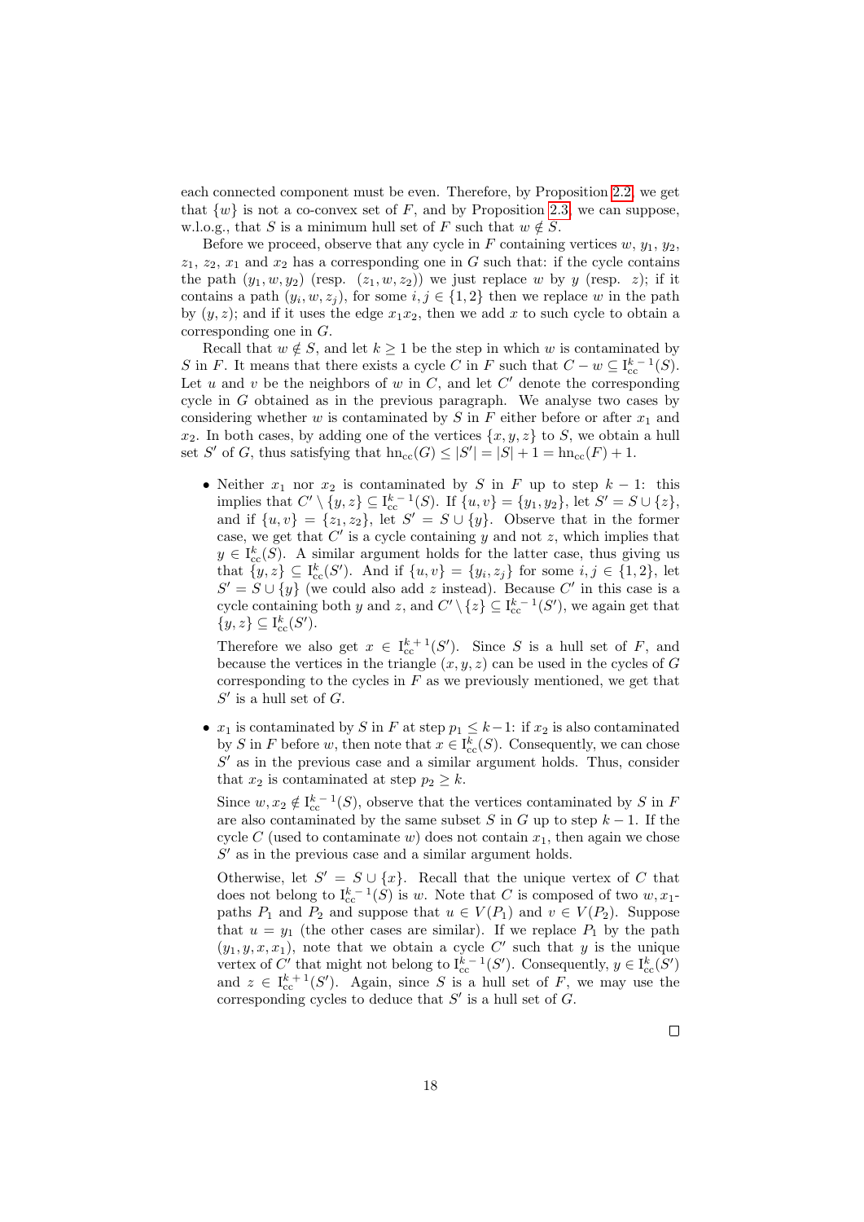each connected component must be even. Therefore, by Proposition 2.2, we get that $\{w\}$ is not a co-convex set of $F$, and by Proposition 2.3, we can suppose, w.l.o.g., that $S$ is a minimum hull set of $F$ such that $w \notin S$.

Before we proceed, observe that any cycle in $F$ containing vertices $w$, $y_1$, $y_2$, $z_1$, $z_2$, $x_1$ and $x_2$ has a corresponding one in $G$ such that: if the cycle contains the path $(y_1, w, y_2)$ (resp. $(z_1, w, z_2)$) we just replace $w$ by $y$ (resp. $z$); if it contains a path $(y_i, w, z_j)$, for some $i, j \in \{1, 2\}$ then we replace $w$ in the path by $(y, z)$; and if it uses the edge $x_1x_2$, then we add $x$ to such cycle to obtain a corresponding one in $G$.

Recall that $w \notin S$, and let $k \geq 1$ be the step in which $w$ is contaminated by $S$ in $F$. It means that there exists a cycle $C$ in $F$ such that $C - w \subseteq \mathrm{I}_{\mathrm{cc}}^{k-1}(S)$. Let $u$ and $v$ be the neighbors of $w$ in $C$, and let $C'$ denote the corresponding cycle in $G$ obtained as in the previous paragraph. We analyse two cases by considering whether $w$ is contaminated by $S$ in $F$ either before or after $x_1$ and $x_2$. In both cases, by adding one of the vertices $\{x, y, z\}$ to $S$, we obtain a hull set $S'$ of $G$, thus satisfying that $\mathrm{hn}_{\mathrm{cc}}(G) \leq |S'| = |S| + 1 = \mathrm{hn}_{\mathrm{cc}}(F) + 1$.

- Neither $x_1$ nor $x_2$ is contaminated by $S$ in $F$ up to step $k - 1$: this implies that $C' \setminus \{y, z\} \subseteq \mathrm{I}_{\mathrm{cc}}^{k-1}(S)$. If $\{u, v\} = \{y_1, y_2\}$, let $S' = S \cup \{z\}$, and if $\{u, v\} = \{z_1, z_2\}$, let $S' = S \cup \{y\}$. Observe that in the former case, we get that $C'$ is a cycle containing $y$ and not $z$, which implies that $y \in \mathrm{I}_{\mathrm{cc}}^{k}(S)$. A similar argument holds for the latter case, thus giving us that $\{y, z\} \subseteq \mathrm{I}_{\mathrm{cc}}^{k}(S')$. And if $\{u, v\} = \{y_i, z_j\}$ for some $i, j \in \{1, 2\}$, let $S' = S \cup \{y\}$ (we could also add $z$ instead). Because $C'$ in this case is a cycle containing both $y$ and $z$, and $C' \setminus \{z\} \subseteq \mathrm{I}_{\mathrm{cc}}^{k-1}(S')$, we again get that $\{y, z\} \subseteq \mathrm{I}_{\mathrm{cc}}^{k}(S')$.

  Therefore we also get $x \in \mathrm{I}_{\mathrm{cc}}^{k+1}(S')$. Since $S$ is a hull set of $F$, and because the vertices in the triangle $(x, y, z)$ can be used in the cycles of $G$ corresponding to the cycles in $F$ as we previously mentioned, we get that $S'$ is a hull set of $G$.

- $x_1$ is contaminated by $S$ in $F$ at step $p_1 \leq k-1$: if $x_2$ is also contaminated by $S$ in $F$ before $w$, then note that $x \in \mathrm{I}_{\mathrm{cc}}^{k}(S)$. Consequently, we can chose $S'$ as in the previous case and a similar argument holds. Thus, consider that $x_2$ is contaminated at step $p_2 \geq k$.

  Since $w, x_2 \notin \mathrm{I}_{\mathrm{cc}}^{k-1}(S)$, observe that the vertices contaminated by $S$ in $F$ are also contaminated by the same subset $S$ in $G$ up to step $k - 1$. If the cycle $C$ (used to contaminate $w$) does not contain $x_1$, then again we chose $S'$ as in the previous case and a similar argument holds.

  Otherwise, let $S' = S \cup \{x\}$. Recall that the unique vertex of $C$ that does not belong to $\mathrm{I}_{\mathrm{cc}}^{k-1}(S)$ is $w$. Note that $C$ is composed of two $w, x_1$-paths $P_1$ and $P_2$ and suppose that $u \in V(P_1)$ and $v \in V(P_2)$. Suppose that $u = y_1$ (the other cases are similar). If we replace $P_1$ by the path $(y_1, y, x, x_1)$, note that we obtain a cycle $C'$ such that $y$ is the unique vertex of $C'$ that might not belong to $\mathrm{I}_{\mathrm{cc}}^{k-1}(S')$. Consequently, $y \in \mathrm{I}_{\mathrm{cc}}^{k}(S')$ and $z \in \mathrm{I}_{\mathrm{cc}}^{k+1}(S')$. Again, since $S$ is a hull set of $F$, we may use the corresponding cycles to deduce that $S'$ is a hull set of $G$.

$\square$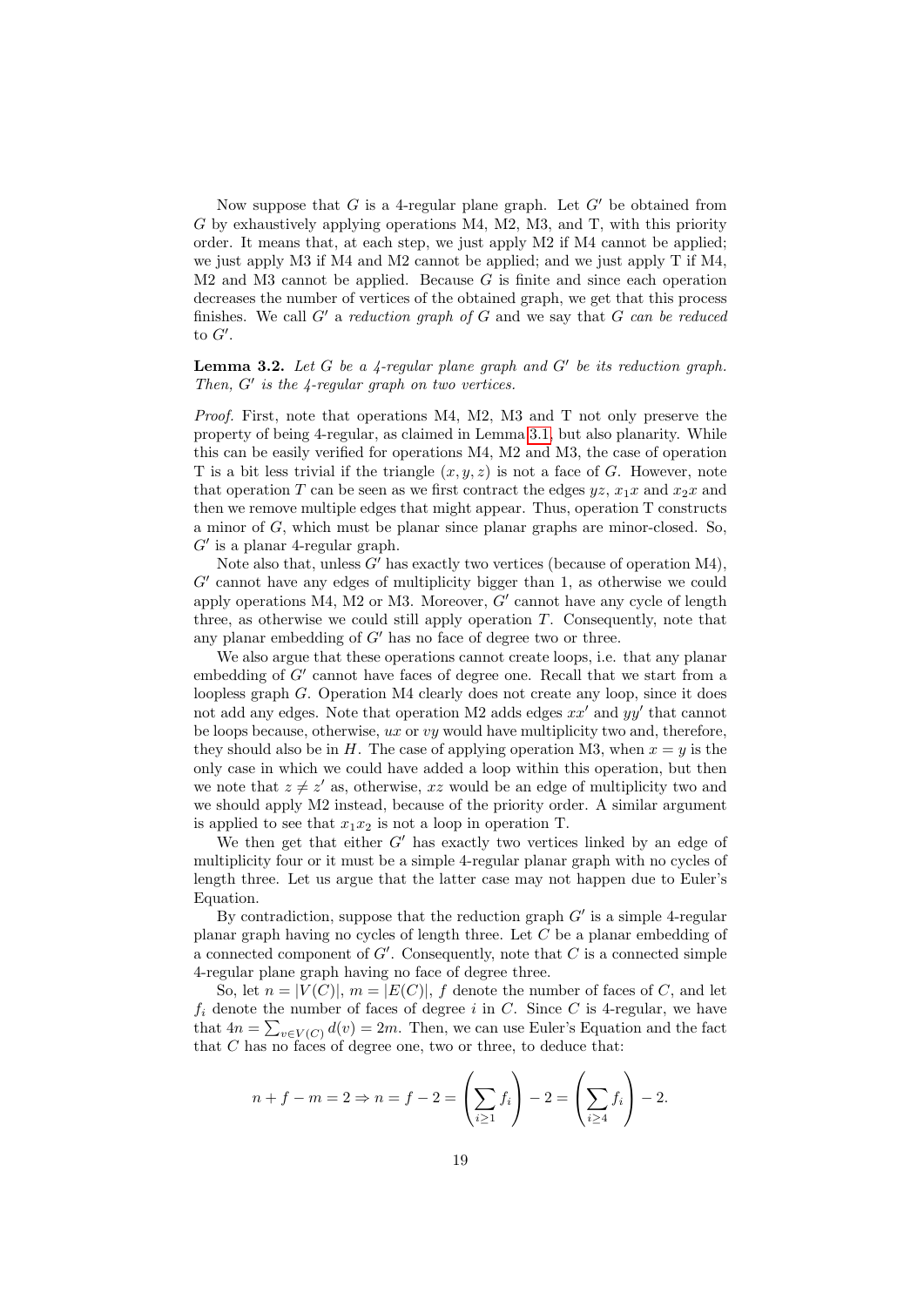Now suppose that $G$ is a 4-regular plane graph. Let $G'$ be obtained from $G$ by exhaustively applying operations M4, M2, M3, and T, with this priority order. It means that, at each step, we just apply M2 if M4 cannot be applied; we just apply M3 if M4 and M2 cannot be applied; and we just apply T if M4, M2 and M3 cannot be applied. Because $G$ is finite and since each operation decreases the number of vertices of the obtained graph, we get that this process finishes. We call $G'$ a *reduction graph of* $G$ and we say that $G$ *can be reduced to* $G'$.

**Lemma 3.2.** *Let $G$ be a 4-regular plane graph and $G'$ be its reduction graph. Then, $G'$ is the 4-regular graph on two vertices.*

*Proof.* First, note that operations M4, M2, M3 and T not only preserve the property of being 4-regular, as claimed in Lemma 3.1, but also planarity. While this can be easily verified for operations M4, M2 and M3, the case of operation T is a bit less trivial if the triangle $(x, y, z)$ is not a face of $G$. However, note that operation $T$ can be seen as we first contract the edges $yz$, $x_1x$ and $x_2x$ and then we remove multiple edges that might appear. Thus, operation T constructs a minor of $G$, which must be planar since planar graphs are minor-closed. So, $G'$ is a planar 4-regular graph.

Note also that, unless $G'$ has exactly two vertices (because of operation M4), $G'$ cannot have any edges of multiplicity bigger than 1, as otherwise we could apply operations M4, M2 or M3. Moreover, $G'$ cannot have any cycle of length three, as otherwise we could still apply operation $T$. Consequently, note that any planar embedding of $G'$ has no face of degree two or three.

We also argue that these operations cannot create loops, i.e. that any planar embedding of $G'$ cannot have faces of degree one. Recall that we start from a loopless graph $G$. Operation M4 clearly does not create any loop, since it does not add any edges. Note that operation M2 adds edges $xx'$ and $yy'$ that cannot be loops because, otherwise, $ux$ or $vy$ would have multiplicity two and, therefore, they should also be in $H$. The case of applying operation M3, when $x = y$ is the only case in which we could have added a loop within this operation, but then we note that $z \neq z'$ as, otherwise, $xz$ would be an edge of multiplicity two and we should apply M2 instead, because of the priority order. A similar argument is applied to see that $x_1x_2$ is not a loop in operation T.

We then get that either $G'$ has exactly two vertices linked by an edge of multiplicity four or it must be a simple 4-regular planar graph with no cycles of length three. Let us argue that the latter case may not happen due to Euler's Equation.

By contradiction, suppose that the reduction graph $G'$ is a simple 4-regular planar graph having no cycles of length three. Let $C$ be a planar embedding of a connected component of $G'$. Consequently, note that $C$ is a connected simple 4-regular plane graph having no face of degree three.

So, let $n = |V(C)|$, $m = |E(C)|$, $f$ denote the number of faces of $C$, and let $f_i$ denote the number of faces of degree $i$ in $C$. Since $C$ is 4-regular, we have that $4n = \sum_{v \in V(C)} d(v) = 2m$. Then, we can use Euler's Equation and the fact that $C$ has no faces of degree one, two or three, to deduce that:

$$n + f - m = 2 \Rightarrow n = f - 2 = \left( \sum_{i \geq 1} f_i \right) - 2 = \left( \sum_{i \geq 4} f_i \right) - 2.$$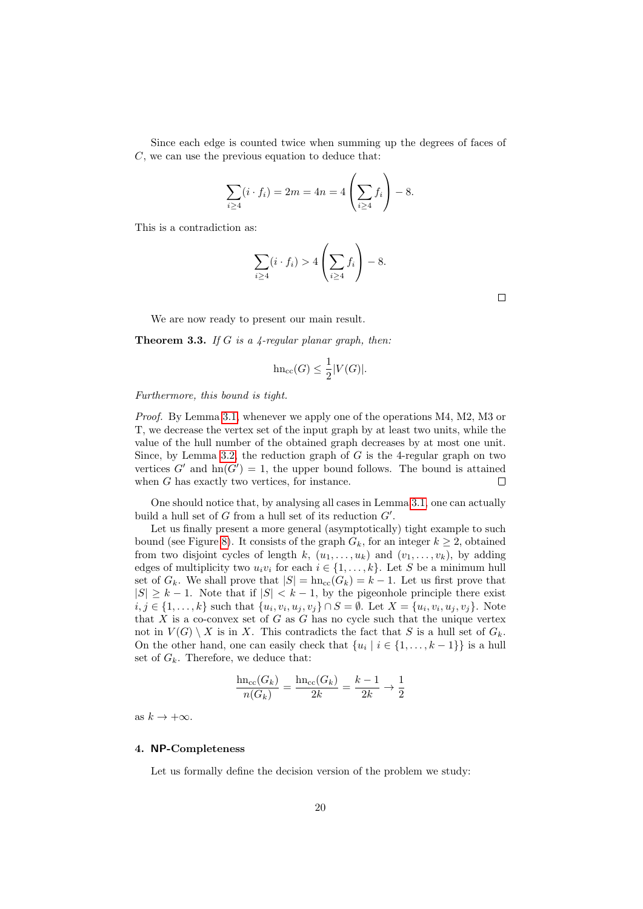Since each edge is counted twice when summing up the degrees of faces of $C$, we can use the previous equation to deduce that:

$$\sum_{i\geq 4}(i \cdot f_i) = 2m = 4n = 4\left(\sum_{i\geq 4} f_i\right) - 8.$$

This is a contradiction as:

$$\sum_{i\geq 4}(i \cdot f_i) > 4\left(\sum_{i\geq 4} f_i\right) - 8.$$

□

We are now ready to present our main result.

**Theorem 3.3.** *If $G$ is a 4-regular planar graph, then:*

$$\mathrm{hn}_{\mathrm{cc}}(G) \leq \frac{1}{2}|V(G)|.$$

*Furthermore, this bound is tight.*

*Proof.* By Lemma 3.1, whenever we apply one of the operations M4, M2, M3 or T, we decrease the vertex set of the input graph by at least two units, while the value of the hull number of the obtained graph decreases by at most one unit. Since, by Lemma 3.2, the reduction graph of $G$ is the 4-regular graph on two vertices $G'$ and $\mathrm{hn}(G') = 1$, the upper bound follows. The bound is attained when $G$ has exactly two vertices, for instance. □

One should notice that, by analysing all cases in Lemma 3.1, one can actually build a hull set of $G$ from a hull set of its reduction $G'$.

Let us finally present a more general (asymptotically) tight example to such bound (see Figure 8). It consists of the graph $G_k$, for an integer $k \geq 2$, obtained from two disjoint cycles of length $k$, $(u_1, \ldots, u_k)$ and $(v_1, \ldots, v_k)$, by adding edges of multiplicity two $u_iv_i$ for each $i \in \{1, \ldots, k\}$. Let $S$ be a minimum hull set of $G_k$. We shall prove that $|S| = \mathrm{hn}_{\mathrm{cc}}(G_k) = k - 1$. Let us first prove that $|S| \geq k - 1$. Note that if $|S| < k - 1$, by the pigeonhole principle there exist $i, j \in \{1, \ldots, k\}$ such that $\{u_i, v_i, u_j, v_j\} \cap S = \emptyset$. Let $X = \{u_i, v_i, u_j, v_j\}$. Note that $X$ is a co-convex set of $G$ as $G$ has no cycle such that the unique vertex not in $V(G) \setminus X$ is in $X$. This contradicts the fact that $S$ is a hull set of $G_k$. On the other hand, one can easily check that $\{u_i \mid i \in \{1, \ldots, k-1\}\}$ is a hull set of $G_k$. Therefore, we deduce that:

$$\frac{\mathrm{hn}_{\mathrm{cc}}(G_k)}{n(G_k)} = \frac{\mathrm{hn}_{\mathrm{cc}}(G_k)}{2k} = \frac{k-1}{2k} \to \frac{1}{2}$$

as $k \to +\infty$.

## 4. NP-Completeness

Let us formally define the decision version of the problem we study: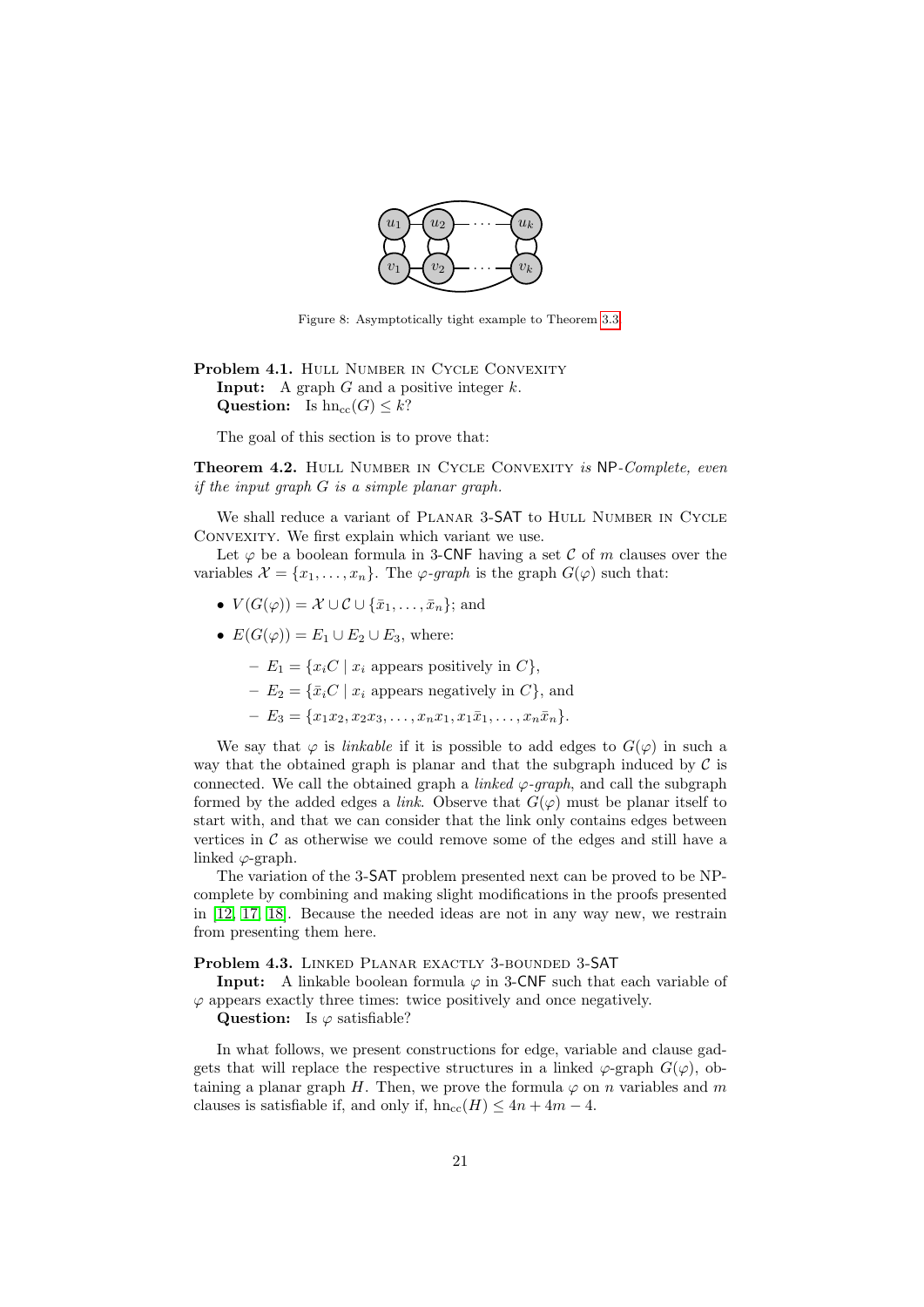Figure 8: Asymptotically tight example to Theorem 3.3

**Problem 4.1.** Hull Number in Cycle Convexity
**Input:** A graph $G$ and a positive integer $k$.
**Question:** Is $\text{hn}_{\text{cc}}(G) \leq k$?

The goal of this section is to prove that:

**Theorem 4.2.** Hull Number in Cycle Convexity *is* NP*-Complete, even if the input graph $G$ is a simple planar graph.*

We shall reduce a variant of Planar 3-SAT to Hull Number in Cycle Convexity. We first explain which variant we use.

Let $\varphi$ be a boolean formula in 3-CNF having a set $\mathcal{C}$ of $m$ clauses over the variables $\mathcal{X} = \{x_1, \ldots, x_n\}$. The *$\varphi$-graph* is the graph $G(\varphi)$ such that:

- $V(G(\varphi)) = \mathcal{X} \cup \mathcal{C} \cup \{\bar{x}_1, \ldots, \bar{x}_n\}$; and
- $E(G(\varphi)) = E_1 \cup E_2 \cup E_3$, where:
  - $E_1 = \{x_i C \mid x_i \text{ appears positively in } C\}$,
  - $E_2 = \{\bar{x}_i C \mid x_i \text{ appears negatively in } C\}$, and
  - $E_3 = \{x_1x_2, x_2x_3, \ldots, x_nx_1, x_1\bar{x}_1, \ldots, x_n\bar{x}_n\}$.

We say that $\varphi$ is *linkable* if it is possible to add edges to $G(\varphi)$ in such a way that the obtained graph is planar and that the subgraph induced by $\mathcal{C}$ is connected. We call the obtained graph a *linked $\varphi$-graph*, and call the subgraph formed by the added edges a *link*. Observe that $G(\varphi)$ must be planar itself to start with, and that we can consider that the link only contains edges between vertices in $\mathcal{C}$ as otherwise we could remove some of the edges and still have a linked $\varphi$-graph.

The variation of the 3-SAT problem presented next can be proved to be NP-complete by combining and making slight modifications in the proofs presented in [12, 17, 18]. Because the needed ideas are not in any way new, we restrain from presenting them here.

**Problem 4.3.** Linked Planar exactly 3-bounded 3-SAT
**Input:** A linkable boolean formula $\varphi$ in 3-CNF such that each variable of $\varphi$ appears exactly three times: twice positively and once negatively.
**Question:** Is $\varphi$ satisfiable?

In what follows, we present constructions for edge, variable and clause gadgets that will replace the respective structures in a linked $\varphi$-graph $G(\varphi)$, obtaining a planar graph $H$. Then, we prove the formula $\varphi$ on $n$ variables and $m$ clauses is satisfiable if, and only if, $\text{hn}_{\text{cc}}(H) \leq 4n + 4m - 4$.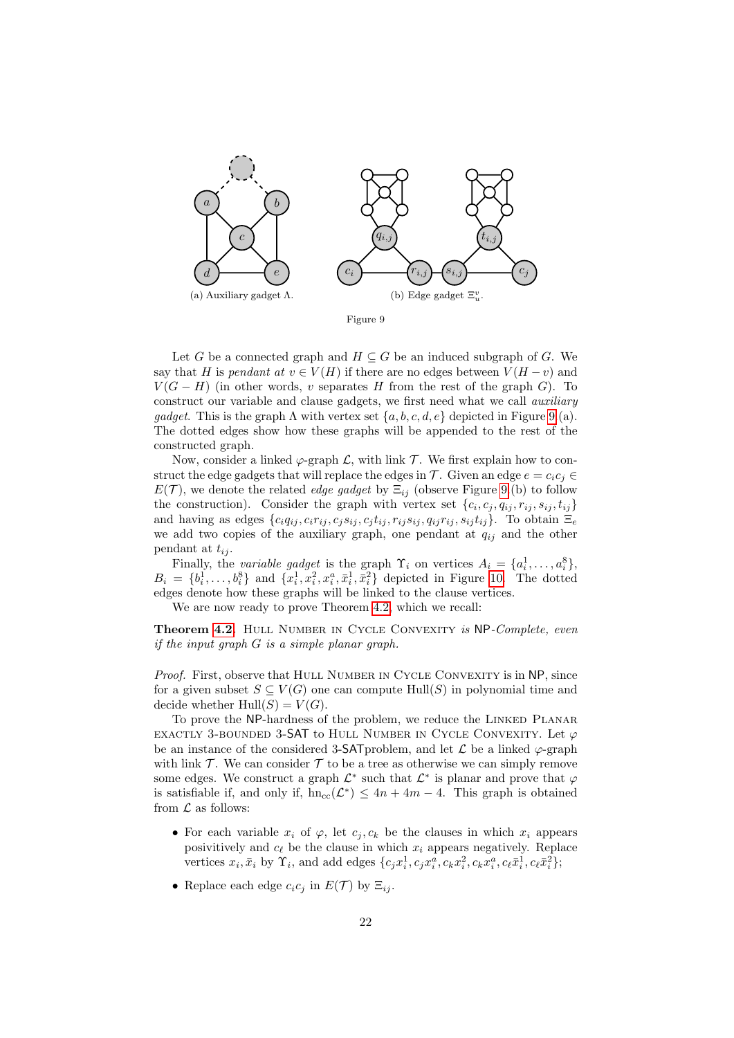(a) Auxiliary gadget $\Lambda$.

(b) Edge gadget $\Xi_u^v$.

Figure 9

Let $G$ be a connected graph and $H \subseteq G$ be an induced subgraph of $G$. We say that $H$ is *pendant at* $v \in V(H)$ if there are no edges between $V(H-v)$ and $V(G-H)$ (in other words, $v$ separates $H$ from the rest of the graph $G$). To construct our variable and clause gadgets, we first need what we call *auxiliary gadget*. This is the graph $\Lambda$ with vertex set $\{a, b, c, d, e\}$ depicted in Figure 9 (a). The dotted edges show how these graphs will be appended to the rest of the constructed graph.

Now, consider a linked $\varphi$-graph $\mathcal{L}$, with link $\mathcal{T}$. We first explain how to construct the edge gadgets that will replace the edges in $\mathcal{T}$. Given an edge $e = c_i c_j \in E(\mathcal{T})$, we denote the related *edge gadget* by $\Xi_{ij}$ (observe Figure 9 (b) to follow the construction). Consider the graph with vertex set $\{c_i, c_j, q_{ij}, r_{ij}, s_{ij}, t_{ij}\}$ and having as edges $\{c_i q_{ij}, c_i r_{ij}, c_j s_{ij}, c_j t_{ij}, r_{ij} s_{ij}, q_{ij} r_{ij}, s_{ij} t_{ij}\}$. To obtain $\Xi_e$ we add two copies of the auxiliary graph, one pendant at $q_{ij}$ and the other pendant at $t_{ij}$.

Finally, the *variable gadget* is the graph $\Upsilon_i$ on vertices $A_i = \{a_i^1, \ldots, a_i^8\}$, $B_i = \{b_i^1, \ldots, b_i^8\}$ and $\{x_i^1, x_i^2, x_i^a, \bar{x}_i^1, \bar{x}_i^2\}$ depicted in Figure 10. The dotted edges denote how these graphs will be linked to the clause vertices.

We are now ready to prove Theorem 4.2, which we recall:

**Theorem 4.2.** *Hull Number in Cycle Convexity is* NP*-Complete, even if the input graph $G$ is a simple planar graph.*

*Proof.* First, observe that Hull Number in Cycle Convexity is in NP, since for a given subset $S \subseteq V(G)$ one can compute $\mathrm{Hull}(S)$ in polynomial time and decide whether $\mathrm{Hull}(S) = V(G)$.

To prove the NP-hardness of the problem, we reduce the Linked Planar exactly 3-bounded 3-SAT to Hull Number in Cycle Convexity. Let $\varphi$ be an instance of the considered 3-SATproblem, and let $\mathcal{L}$ be a linked $\varphi$-graph with link $\mathcal{T}$. We can consider $\mathcal{T}$ to be a tree as otherwise we can simply remove some edges. We construct a graph $\mathcal{L}^*$ such that $\mathcal{L}^*$ is planar and prove that $\varphi$ is satisfiable if, and only if, $\mathrm{hn}_{cc}(\mathcal{L}^*) \leq 4n + 4m - 4$. This graph is obtained from $\mathcal{L}$ as follows:

- For each variable $x_i$ of $\varphi$, let $c_j, c_k$ be the clauses in which $x_i$ appears posivitively and $c_\ell$ be the clause in which $x_i$ appears negatively. Replace vertices $x_i, \bar{x}_i$ by $\Upsilon_i$, and add edges $\{c_j x_i^1, c_j x_i^a, c_k x_i^2, c_k x_i^a, c_\ell \bar{x}_i^1, c_\ell \bar{x}_i^2\}$;
- Replace each edge $c_i c_j$ in $E(\mathcal{T})$ by $\Xi_{ij}$.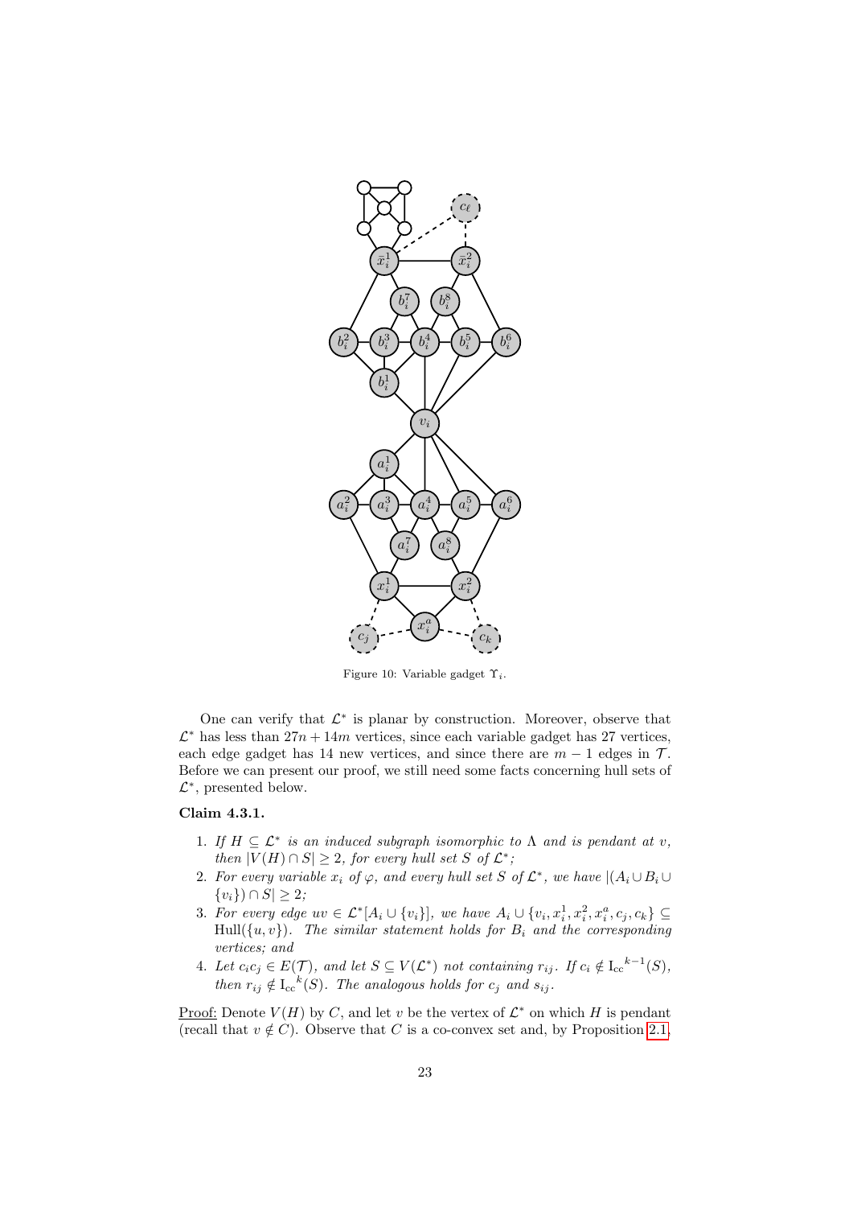Figure 10: Variable gadget $\Upsilon_i$.

One can verify that $\mathcal{L}^*$ is planar by construction. Moreover, observe that $\mathcal{L}^*$ has less than $27n + 14m$ vertices, since each variable gadget has 27 vertices, each edge gadget has 14 new vertices, and since there are $m - 1$ edges in $\mathcal{T}$. Before we can present our proof, we still need some facts concerning hull sets of $\mathcal{L}^*$, presented below.

**Claim 4.3.1.**

1. *If $H \subseteq \mathcal{L}^*$ is an induced subgraph isomorphic to $\Lambda$ and is pendant at $v$, then $|V(H) \cap S| \geq 2$, for every hull set $S$ of $\mathcal{L}^*$;*
2. *For every variable $x_i$ of $\varphi$, and every hull set $S$ of $\mathcal{L}^*$, we have $|(A_i \cup B_i \cup \{v_i\}) \cap S| \geq 2$;*
3. *For every edge $uv \in \mathcal{L}^*[A_i \cup \{v_i\}]$, we have $A_i \cup \{v_i, x_i^1, x_i^2, x_i^a, c_j, c_k\} \subseteq \mathrm{Hull}(\{u, v\})$. The similar statement holds for $B_i$ and the corresponding vertices; and*
4. *Let $c_i c_j \in E(\mathcal{T})$, and let $S \subseteq V(\mathcal{L}^*)$ not containing $r_{ij}$. If $c_i \notin \mathrm{I_{cc}}^{k-1}(S)$, then $r_{ij} \notin \mathrm{I_{cc}}^{k}(S)$. The analogous holds for $c_j$ and $s_{ij}$.*

<u>Proof:</u> Denote $V(H)$ by $C$, and let $v$ be the vertex of $\mathcal{L}^*$ on which $H$ is pendant (recall that $v \notin C$). Observe that $C$ is a co-convex set and, by Proposition 2.1,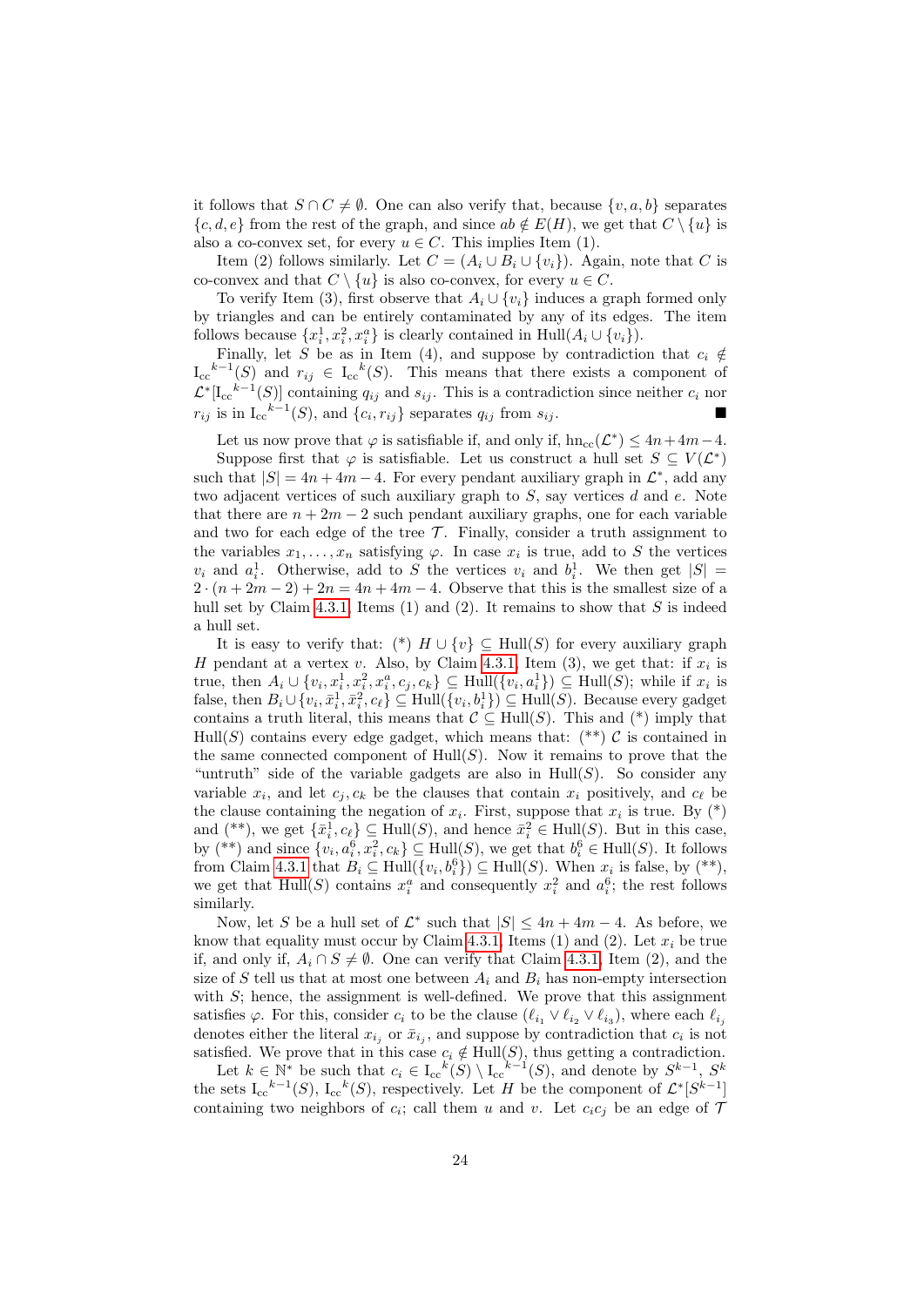it follows that $S \cap C \neq \emptyset$. One can also verify that, because $\{v, a, b\}$ separates $\{c, d, e\}$ from the rest of the graph, and since $ab \notin E(H)$, we get that $C \setminus \{u\}$ is also a co-convex set, for every $u \in C$. This implies Item (1).

Item (2) follows similarly. Let $C = (A_i \cup B_i \cup \{v_i\})$. Again, note that $C$ is co-convex and that $C \setminus \{u\}$ is also co-convex, for every $u \in C$.

To verify Item (3), first observe that $A_i \cup \{v_i\}$ induces a graph formed only by triangles and can be entirely contaminated by any of its edges. The item follows because $\{x_i^1, x_i^2, x_i^a\}$ is clearly contained in $\mathrm{Hull}(A_i \cup \{v_i\})$.

Finally, let $S$ be as in Item (4), and suppose by contradiction that $c_i \notin {\mathrm{I_{cc}}}^{k-1}(S)$ and $r_{ij} \in {\mathrm{I_{cc}}}^{k}(S)$. This means that there exists a component of $\mathcal{L}^*[{\mathrm{I_{cc}}}^{k-1}(S)]$ containing $q_{ij}$ and $s_{ij}$. This is a contradiction since neither $c_i$ nor $r_{ij}$ is in ${\mathrm{I_{cc}}}^{k-1}(S)$, and $\{c_i, r_{ij}\}$ separates $q_{ij}$ from $s_{ij}$. ∎

Let us now prove that $\varphi$ is satisfiable if, and only if, $\mathrm{hn_{cc}}(\mathcal{L}^*) \leq 4n + 4m - 4$.

Suppose first that $\varphi$ is satisfiable. Let us construct a hull set $S \subseteq V(\mathcal{L}^*)$ such that $|S| = 4n + 4m - 4$. For every pendant auxiliary graph in $\mathcal{L}^*$, add any two adjacent vertices of such auxiliary graph to $S$, say vertices $d$ and $e$. Note that there are $n + 2m - 2$ such pendant auxiliary graphs, one for each variable and two for each edge of the tree $\mathcal{T}$. Finally, consider a truth assignment to the variables $x_1, \ldots, x_n$ satisfying $\varphi$. In case $x_i$ is true, add to $S$ the vertices $v_i$ and $a_i^1$. Otherwise, add to $S$ the vertices $v_i$ and $b_i^1$. We then get $|S| = 2 \cdot (n + 2m - 2) + 2n = 4n + 4m - 4$. Observe that this is the smallest size of a hull set by Claim 4.3.1, Items (1) and (2). It remains to show that $S$ is indeed a hull set.

It is easy to verify that: (*) $H \cup \{v\} \subseteq \mathrm{Hull}(S)$ for every auxiliary graph $H$ pendant at a vertex $v$. Also, by Claim 4.3.1, Item (3), we get that: if $x_i$ is true, then $A_i \cup \{v_i, x_i^1, x_i^2, x_i^a, c_j, c_k\} \subseteq \mathrm{Hull}(\{v_i, a_i^1\}) \subseteq \mathrm{Hull}(S)$; while if $x_i$ is false, then $B_i \cup \{v_i, \bar{x}_i^1, \bar{x}_i^2, c_\ell\} \subseteq \mathrm{Hull}(\{v_i, b_i^1\}) \subseteq \mathrm{Hull}(S)$. Because every gadget contains a truth literal, this means that $\mathcal{C} \subseteq \mathrm{Hull}(S)$. This and (*) imply that $\mathrm{Hull}(S)$ contains every edge gadget, which means that: (**) $\mathcal{C}$ is contained in the same connected component of $\mathrm{Hull}(S)$. Now it remains to prove that the "untruth" side of the variable gadgets are also in $\mathrm{Hull}(S)$. So consider any variable $x_i$, and let $c_j, c_k$ be the clauses that contain $x_i$ positively, and $c_\ell$ be the clause containing the negation of $x_i$. First, suppose that $x_i$ is true. By (*) and (**), we get $\{\bar{x}_i^1, c_\ell\} \subseteq \mathrm{Hull}(S)$, and hence $\bar{x}_i^2 \in \mathrm{Hull}(S)$. But in this case, by (**) and since $\{v_i, a_i^6, x_i^2, c_k\} \subseteq \mathrm{Hull}(S)$, we get that $b_i^6 \in \mathrm{Hull}(S)$. It follows from Claim 4.3.1 that $B_i \subseteq \mathrm{Hull}(\{v_i, b_i^6\}) \subseteq \mathrm{Hull}(S)$. When $x_i$ is false, by (**), we get that $\mathrm{Hull}(S)$ contains $x_i^a$ and consequently $x_i^2$ and $a_i^6$; the rest follows similarly.

Now, let $S$ be a hull set of $\mathcal{L}^*$ such that $|S| \leq 4n + 4m - 4$. As before, we know that equality must occur by Claim 4.3.1, Items (1) and (2). Let $x_i$ be true if and only if, $A_i \cap S \neq \emptyset$. One can verify that Claim 4.3.1, Item (2), and the size of $S$ tell us that at most one between $A_i$ and $B_i$ has non-empty intersection with $S$; hence, the assignment is well-defined. We prove that this assignment satisfies $\varphi$. For this, consider $c_i$ to be the clause $(\ell_{i_1} \vee \ell_{i_2} \vee \ell_{i_3})$, where each $\ell_{i_j}$ denotes either the literal $x_{i_j}$ or $\bar{x}_{i_j}$, and suppose by contradiction that $c_i$ is not satisfied. We prove that in this case $c_i \notin \mathrm{Hull}(S)$, thus getting a contradiction.

Let $k \in \mathbb{N}^*$ be such that $c_i \in {\mathrm{I_{cc}}}^{k}(S) \setminus {\mathrm{I_{cc}}}^{k-1}(S)$, and denote by $S^{k-1}$, $S^k$ the sets ${\mathrm{I_{cc}}}^{k-1}(S)$, ${\mathrm{I_{cc}}}^{k}(S)$, respectively. Let $H$ be the component of $\mathcal{L}^*[S^{k-1}]$ containing two neighbors of $c_i$; call them $u$ and $v$. Let $c_ic_j$ be an edge of $\mathcal{T}$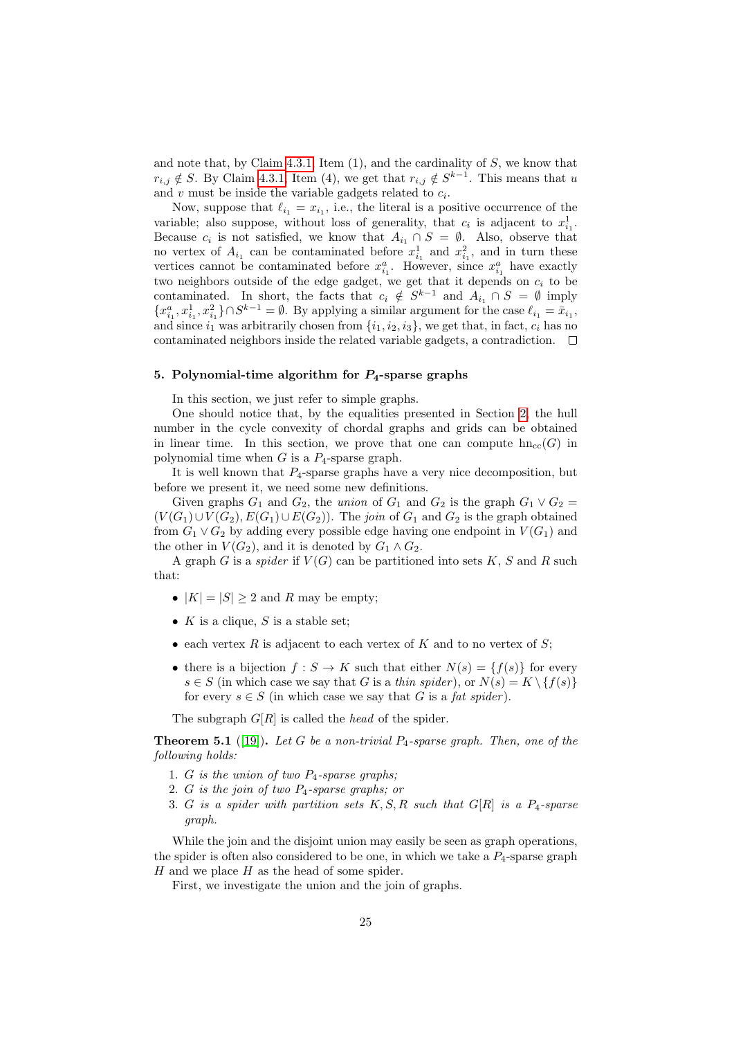and note that, by Claim 4.3.1, Item (1), and the cardinality of $S$, we know that $r_{i,j} \notin S$. By Claim 4.3.1, Item (4), we get that $r_{i,j} \notin S^{k-1}$. This means that $u$ and $v$ must be inside the variable gadgets related to $c_i$.

Now, suppose that $\ell_{i_1} = x_{i_1}$, i.e., the literal is a positive occurrence of the variable; also suppose, without loss of generality, that $c_i$ is adjacent to $x^1_{i_1}$. Because $c_i$ is not satisfied, we know that $A_{i_1} \cap S = \emptyset$. Also, observe that no vertex of $A_{i_1}$ can be contaminated before $x^1_{i_1}$ and $x^2_{i_1}$, and in turn these vertices cannot be contaminated before $x^a_{i_1}$. However, since $x^a_{i_1}$ have exactly two neighbors outside of the edge gadget, we get that it depends on $c_i$ to be contaminated. In short, the facts that $c_i \notin S^{k-1}$ and $A_{i_1} \cap S = \emptyset$ imply $\{x^a_{i_1}, x^1_{i_1}, x^2_{i_1}\} \cap S^{k-1} = \emptyset$. By applying a similar argument for the case $\ell_{i_1} = \bar{x}_{i_1}$, and since $i_1$ was arbitrarily chosen from $\{i_1, i_2, i_3\}$, we get that, in fact, $c_i$ has no contaminated neighbors inside the related variable gadgets, a contradiction. □

## 5. Polynomial-time algorithm for $P_4$-sparse graphs

In this section, we just refer to simple graphs.

One should notice that, by the equalities presented in Section 2, the hull number in the cycle convexity of chordal graphs and grids can be obtained in linear time. In this section, we prove that one can compute $\text{hn}_{\text{cc}}(G)$ in polynomial time when $G$ is a $P_4$-sparse graph.

It is well known that $P_4$-sparse graphs have a very nice decomposition, but before we present it, we need some new definitions.

Given graphs $G_1$ and $G_2$, the *union* of $G_1$ and $G_2$ is the graph $G_1 \vee G_2 = (V(G_1) \cup V(G_2), E(G_1) \cup E(G_2))$. The *join* of $G_1$ and $G_2$ is the graph obtained from $G_1 \vee G_2$ by adding every possible edge having one endpoint in $V(G_1)$ and the other in $V(G_2)$, and it is denoted by $G_1 \wedge G_2$.

A graph $G$ is a *spider* if $V(G)$ can be partitioned into sets $K$, $S$ and $R$ such that:

- $|K| = |S| \geq 2$ and $R$ may be empty;
- $K$ is a clique, $S$ is a stable set;
- each vertex $R$ is adjacent to each vertex of $K$ and to no vertex of $S$;
- there is a bijection $f : S \to K$ such that either $N(s) = \{f(s)\}$ for every $s \in S$ (in which case we say that $G$ is a *thin spider*), or $N(s) = K \setminus \{f(s)\}$ for every $s \in S$ (in which case we say that $K$ is a *fat spider*).

The subgraph $G[R]$ is called the *head* of the spider.

**Theorem 5.1** ([19]). *Let $G$ be a non-trivial $P_4$-sparse graph. Then, one of the following holds:*

1. *$G$ is the union of two $P_4$-sparse graphs;*
2. *$G$ is the join of two $P_4$-sparse graphs; or*
3. *$G$ is a spider with partition sets $K, S, R$ such that $G[R]$ is a $P_4$-sparse graph.*

While the join and the disjoint union may easily be seen as graph operations, the spider is often also considered to be one, in which we take a $P_4$-sparse graph $H$ and we place $H$ as the head of some spider.

First, we investigate the union and the join of graphs.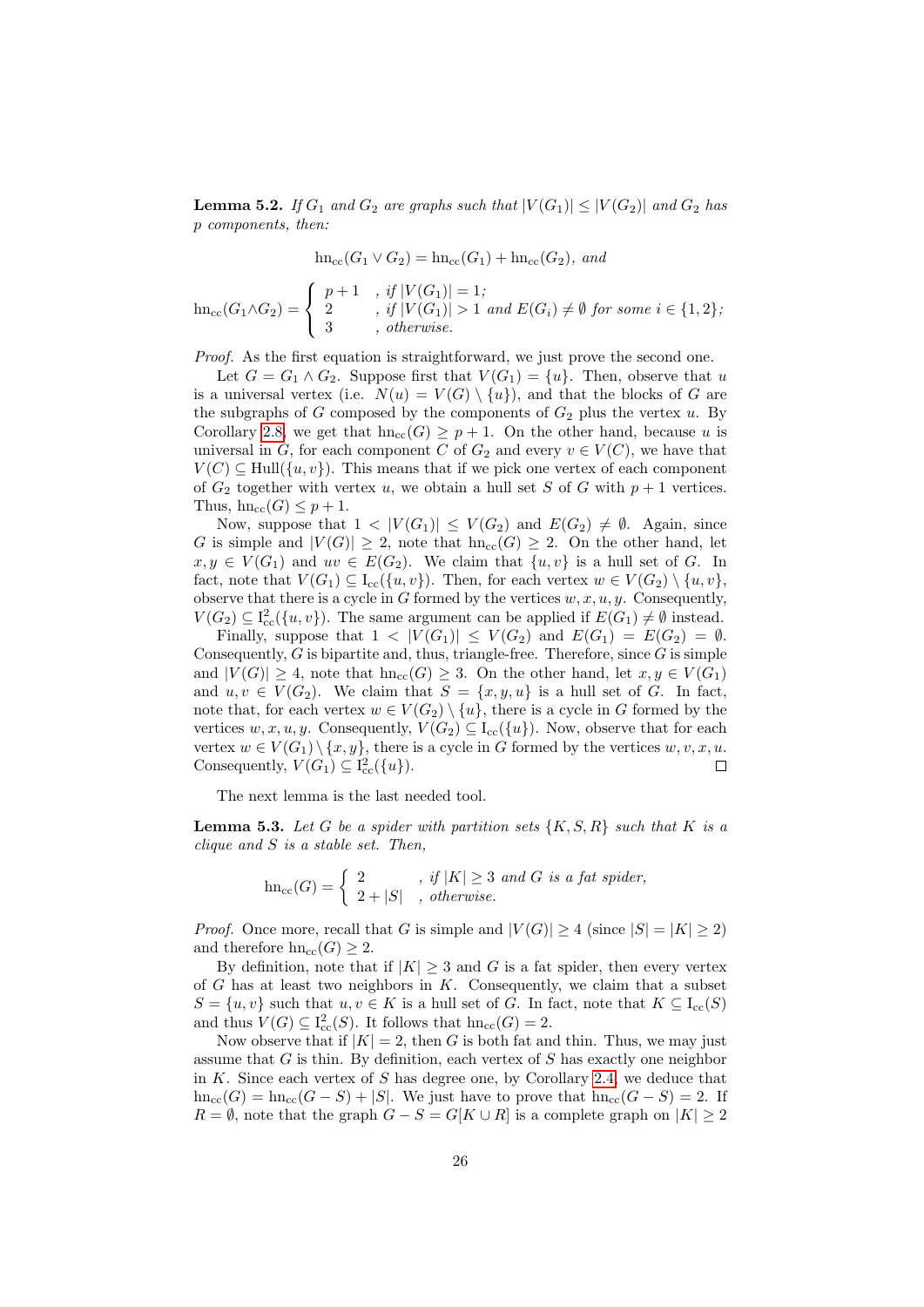**Lemma 5.2.** *If $G_1$ and $G_2$ are graphs such that $|V(G_1)| \leq |V(G_2)|$ and $G_2$ has $p$ components, then:*

$$\mathrm{hn_{cc}}(G_1 \vee G_2) = \mathrm{hn_{cc}}(G_1) + \mathrm{hn_{cc}}(G_2), \text{ and}$$

$$\mathrm{hn_{cc}}(G_1 \wedge G_2) = \begin{cases} p+1 & , \text{if } |V(G_1)| = 1; \\ 2 & , \text{if } |V(G_1)| > 1 \text{ and } E(G_i) \neq \emptyset \text{ for some } i \in \{1,2\}; \\ 3 & , \text{otherwise.} \end{cases}$$

*Proof.* As the first equation is straightforward, we just prove the second one.

Let $G = G_1 \wedge G_2$. Suppose first that $V(G_1) = \{u\}$. Then, observe that $u$ is a universal vertex (i.e. $N(u) = V(G) \setminus \{u\}$), and that the blocks of $G$ are the subgraphs of $G$ composed by the components of $G_2$ plus the vertex $u$. By Corollary 2.8, we get that $\mathrm{hn_{cc}}(G) \geq p + 1$. On the other hand, because $u$ is universal in $G$, for each component $C$ of $G_2$ and every $v \in V(C)$, we have that $V(C) \subseteq \mathrm{Hull}(\{u, v\})$. This means that if we pick one vertex of each component of $G_2$ together with vertex $u$, we obtain a hull set $S$ of $G$ with $p+1$ vertices. Thus, $\mathrm{hn_{cc}}(G) \leq p + 1$.

Now, suppose that $1 < |V(G_1)| \leq V(G_2)$ and $E(G_2) \neq \emptyset$. Again, since $G$ is simple and $|V(G)| \geq 2$, note that $\mathrm{hn_{cc}}(G) \geq 2$. On the other hand, let $x, y \in V(G_1)$ and $uv \in E(G_2)$. We claim that $\{u, v\}$ is a hull set of $G$. In fact, note that $V(G_1) \subseteq \mathrm{I_{cc}}(\{u, v\})$. Then, for each vertex $w \in V(G_2) \setminus \{u, v\}$, observe that there is a cycle in $G$ formed by the vertices $w, x, u, y$. Consequently, $V(G_2) \subseteq \mathrm{I^2_{cc}}(\{u, v\})$. The same argument can be applied if $E(G_1) \neq \emptyset$ instead.

Finally, suppose that $1 < |V(G_1)| \leq V(G_2)$ and $E(G_1) = E(G_2) = \emptyset$. Consequently, $G$ is bipartite and, thus, triangle-free. Therefore, since $G$ is simple and $|V(G)| \geq 4$, note that $\mathrm{hn_{cc}}(G) \geq 3$. On the other hand, let $x, y \in V(G_1)$ and $u, v \in V(G_2)$. We claim that $S = \{x, y, u\}$ is a hull set of $G$. In fact, note that, for each vertex $w \in V(G_2) \setminus \{u\}$, there is a cycle in $G$ formed by the vertices $w, x, u, y$. Consequently, $V(G_2) \subseteq \mathrm{I_{cc}}(\{u\})$. Now, observe that for each vertex $w \in V(G_1) \setminus \{x, y\}$, there is a cycle in $G$ formed by the vertices $w, v, x, u$. Consequently, $V(G_1) \subseteq \mathrm{I^2_{cc}}(\{u\})$. □

The next lemma is the last needed tool.

**Lemma 5.3.** *Let $G$ be a spider with partition sets $\{K, S, R\}$ such that $K$ is a clique and $S$ is a stable set. Then,*

$$\mathrm{hn_{cc}}(G) = \begin{cases} 2 & , \text{if } |K| \geq 3 \text{ and } G \text{ is a fat spider,} \\ 2 + |S| & , \text{otherwise.} \end{cases}$$

*Proof.* Once more, recall that $G$ is simple and $|V(G)| \geq 4$ (since $|S| = |K| \geq 2$) and therefore $\mathrm{hn_{cc}}(G) \geq 2$.

By definition, note that if $|K| \geq 3$ and $G$ is a fat spider, then every vertex of $G$ has at least two neighbors in $K$. Consequently, we claim that a subset $S = \{u, v\}$ such that $u, v \in K$ is a hull set of $G$. In fact, note that $K \subseteq \mathrm{I_{cc}}(S)$ and thus $V(G) \subseteq \mathrm{I^2_{cc}}(S)$. It follows that $\mathrm{hn_{cc}}(G) = 2$.

Now observe that if $|K| = 2$, then $G$ is both fat and thin. Thus, we may just assume that $G$ is thin. By definition, each vertex of $S$ has exactly one neighbor in $K$. Since each vertex of $S$ has degree one, by Corollary 2.4, we deduce that $\mathrm{hn_{cc}}(G) = \mathrm{hn_{cc}}(G - S) + |S|$. We just have to prove that $\mathrm{hn_{cc}}(G - S) = 2$. If $R = \emptyset$, note that the graph $G - S = G[K \cup R]$ is a complete graph on $|K| \geq 2$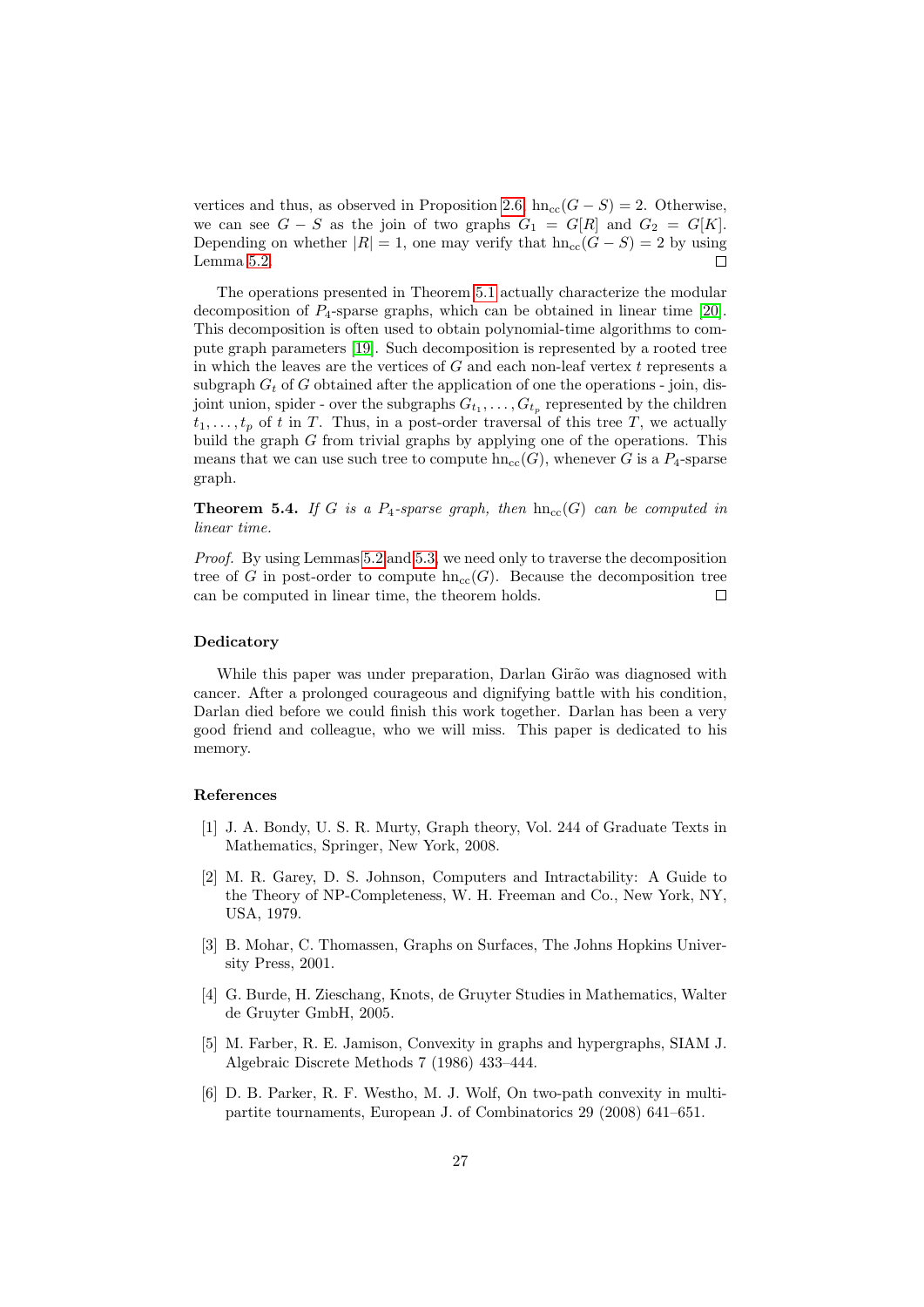vertices and thus, as observed in Proposition 2.6, $\text{hn}_{\text{cc}}(G - S) = 2$. Otherwise, we can see $G - S$ as the join of two graphs $G_1 = G[R]$ and $G_2 = G[K]$. Depending on whether $|R| = 1$, one may verify that $\text{hn}_{\text{cc}}(G - S) = 2$ by using Lemma 5.2. □

The operations presented in Theorem 5.1 actually characterize the modular decomposition of $P_4$-sparse graphs, which can be obtained in linear time [20]. This decomposition is often used to obtain polynomial-time algorithms to compute graph parameters [19]. Such decomposition is represented by a rooted tree in which the leaves are the vertices of $G$ and each non-leaf vertex $t$ represents a subgraph $G_t$ of $G$ obtained after the application of one the operations - join, disjoint union, spider - over the subgraphs $G_{t_1}, \ldots, G_{t_p}$ represented by the children $t_1, \ldots, t_p$ of $t$ in $T$. Thus, in a post-order traversal of this tree $T$, we actually build the graph $G$ from trivial graphs by applying one of the operations. This means that we can use such tree to compute $\text{hn}_{\text{cc}}(G)$, whenever $G$ is a $P_4$-sparse graph.

**Theorem 5.4.** *If $G$ is a $P_4$-sparse graph, then $\text{hn}_{\text{cc}}(G)$ can be computed in linear time.*

*Proof.* By using Lemmas 5.2 and 5.3, we need only to traverse the decomposition tree of $G$ in post-order to compute $\text{hn}_{\text{cc}}(G)$. Because the decomposition tree can be computed in linear time, the theorem holds. □

## Dedicatory

While this paper was under preparation, Darlan Girão was diagnosed with cancer. After a prolonged courageous and dignifying battle with his condition, Darlan died before we could finish this work together. Darlan has been a very good friend and colleague, who we will miss. This paper is dedicated to his memory.

## References

[1] J. A. Bondy, U. S. R. Murty, Graph theory, Vol. 244 of Graduate Texts in Mathematics, Springer, New York, 2008.

[2] M. R. Garey, D. S. Johnson, Computers and Intractability: A Guide to the Theory of NP-Completeness, W. H. Freeman and Co., New York, NY, USA, 1979.

[3] B. Mohar, C. Thomassen, Graphs on Surfaces, The Johns Hopkins University Press, 2001.

[4] G. Burde, H. Zieschang, Knots, de Gruyter Studies in Mathematics, Walter de Gruyter GmbH, 2005.

[5] M. Farber, R. E. Jamison, Convexity in graphs and hypergraphs, SIAM J. Algebraic Discrete Methods 7 (1986) 433–444.

[6] D. B. Parker, R. F. Westho, M. J. Wolf, On two-path convexity in multipartite tournaments, European J. of Combinatorics 29 (2008) 641–651.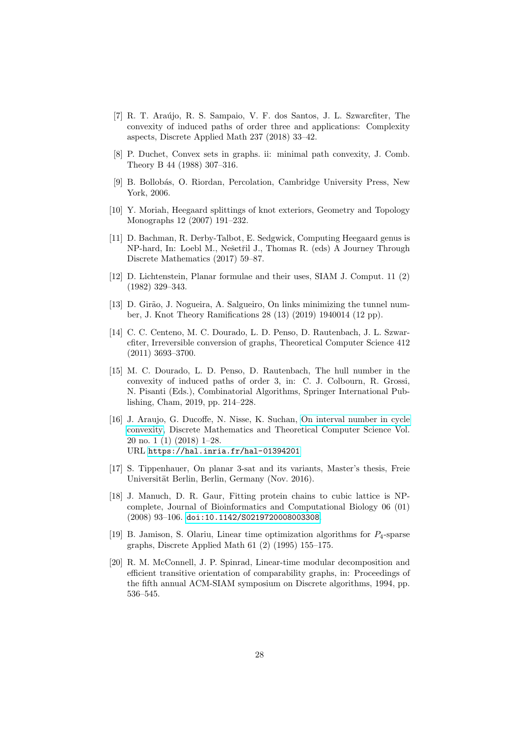[7] R. T. Araújo, R. S. Sampaio, V. F. dos Santos, J. L. Szwarcfiter, The convexity of induced paths of order three and applications: Complexity aspects, Discrete Applied Math 237 (2018) 33–42.

[8] P. Duchet, Convex sets in graphs. ii: minimal path convexity, J. Comb. Theory B 44 (1988) 307–316.

[9] B. Bollobás, O. Riordan, Percolation, Cambridge University Press, New York, 2006.

[10] Y. Moriah, Heegaard splittings of knot exteriors, Geometry and Topology Monographs 12 (2007) 191–232.

[11] D. Bachman, R. Derby-Talbot, E. Sedgwick, Computing Heegaard genus is NP-hard, In: Loebl M., Nešetřil J., Thomas R. (eds) A Journey Through Discrete Mathematics (2017) 59–87.

[12] D. Lichtenstein, Planar formulae and their uses, SIAM J. Comput. 11 (2) (1982) 329–343.

[13] D. Girão, J. Nogueira, A. Salgueiro, On links minimizing the tunnel number, J. Knot Theory Ramifications 28 (13) (2019) 1940014 (12 pp).

[14] C. C. Centeno, M. C. Dourado, L. D. Penso, D. Rautenbach, J. L. Szwarcfiter, Irreversible conversion of graphs, Theoretical Computer Science 412 (2011) 3693–3700.

[15] M. C. Dourado, L. D. Penso, D. Rautenbach, The hull number in the convexity of induced paths of order 3, in: C. J. Colbourn, R. Grossi, N. Pisanti (Eds.), Combinatorial Algorithms, Springer International Publishing, Cham, 2019, pp. 214–228.

[16] J. Araujo, G. Ducoffe, N. Nisse, K. Suchan, On interval number in cycle convexity, Discrete Mathematics and Theoretical Computer Science Vol. 20 no. 1 (1) (2018) 1–28.
URL https://hal.inria.fr/hal-01394201

[17] S. Tippenhauer, On planar 3-sat and its variants, Master's thesis, Freie Universität Berlin, Berlin, Germany (Nov. 2016).

[18] J. Manuch, D. R. Gaur, Fitting protein chains to cubic lattice is NP-complete, Journal of Bioinformatics and Computational Biology 06 (01) (2008) 93–106. doi:10.1142/S0219720008003308.

[19] B. Jamison, S. Olariu, Linear time optimization algorithms for $P_4$-sparse graphs, Discrete Applied Math 61 (2) (1995) 155–175.

[20] R. M. McConnell, J. P. Spinrad, Linear-time modular decomposition and efficient transitive orientation of comparability graphs, in: Proceedings of the fifth annual ACM-SIAM symposium on Discrete algorithms, 1994, pp. 536–545.